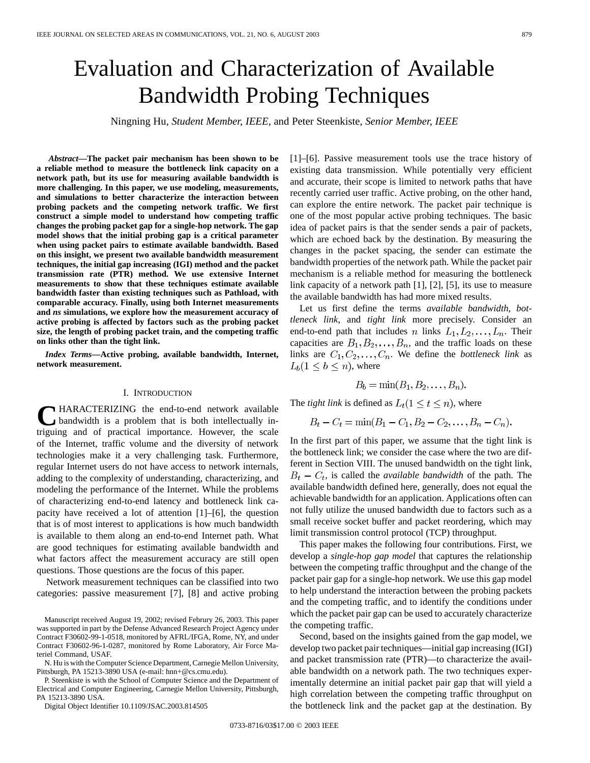# Evaluation and Characterization of Available Bandwidth Probing Techniques

Ningning Hu, *Student Member, IEEE*, and Peter Steenkiste, *Senior Member, IEEE*

***Abstract*—The packet pair mechanism has been shown to be a reliable method to measure the bottleneck link capacity on a network path, but its use for measuring available bandwidth is more challenging. In this paper, we use modeling, measurements, and simulations to better characterize the interaction between probing packets and the competing network traffic. We first construct a simple model to understand how competing traffic changes the probing packet gap for a single-hop network. The gap model shows that the initial probing gap is a critical parameter when using packet pairs to estimate available bandwidth. Based on this insight, we present two available bandwidth measurement techniques, the initial gap increasing (IGI) method and the packet transmission rate (PTR) method. We use extensive Internet measurements to show that these techniques estimate available bandwidth faster than existing techniques such as Pathload, with comparable accuracy. Finally, using both Internet measurements and *ns* simulations, we explore how the measurement accuracy of active probing is affected by factors such as the probing packet size, the length of probing packet train, and the competing traffic on links other than the tight link.**

***Index Terms*—Active probing, available bandwidth, Internet, network measurement.**

## I. Introduction

Characterizing the end-to-end network available bandwidth is a problem that is both intellectually intriguing and of practical importance. However, the scale of the Internet, traffic volume and the diversity of network technologies make it a very challenging task. Furthermore, regular Internet users do not have access to network internals, adding to the complexity of understanding, characterizing, and modeling the performance of the Internet. While the problems of characterizing end-to-end latency and bottleneck link capacity have received a lot of attention [1]–[6], the question that is of most interest to applications is how much bandwidth is available to them along an end-to-end Internet path. What are good techniques for estimating available bandwidth and what factors affect the measurement accuracy are still open questions. Those questions are the focus of this paper.

Network measurement techniques can be classified into two categories: passive measurement [7], [8] and active probing [1]–[6]. Passive measurement tools use the trace history of existing data transmission. While potentially very efficient and accurate, their scope is limited to network paths that have recently carried user traffic. Active probing, on the other hand, can explore the entire network. The packet pair technique is one of the most popular active probing techniques. The basic idea of packet pairs is that the sender sends a pair of packets, which are echoed back by the destination. By measuring the changes in the packet spacing, the sender can estimate the bandwidth properties of the network path. While the packet pair mechanism is a reliable method for measuring the bottleneck link capacity of a network path [1], [2], [5], its use to measure the available bandwidth has had more mixed results.

Let us first define the terms *available bandwidth*, *bottleneck link*, and *tight link* more precisely. Consider an end-to-end path that includes $n$ links $L_1, L_2, \ldots, L_n$. Their capacities are $B_1, B_2, \ldots, B_n$, and the traffic loads on these links are $C_1, C_2, \ldots, C_n$. We define the *bottleneck link* as $L_b (1 \leq b \leq n)$, where

$$B_b = \min(B_1, B_2, \ldots, B_n).$$

The *tight link* is defined as $L_t (1 \leq t \leq n)$, where

$$B_t - C_t = \min(B_1 - C_1, B_2 - C_2, \ldots, B_n - C_n).$$

In the first part of this paper, we assume that the tight link is the bottleneck link; we consider the case where the two are different in Section VIII. The unused bandwidth on the tight link, $B_t - C_t$, is called the *available bandwidth* of the path. The available bandwidth defined here, generally, does not equal the achievable bandwidth for an application. Applications often can not fully utilize the unused bandwidth due to factors such as a small receive socket buffer and packet reordering, which may limit transmission control protocol (TCP) throughput.

This paper makes the following four contributions. First, we develop a *single-hop gap model* that captures the relationship between the competing traffic throughput and the change of the packet pair gap for a single-hop network. We use this gap model to help understand the interaction between the probing packets and the competing traffic, and to identify the conditions under which the packet pair gap can be used to accurately characterize the competing traffic.

Second, based on the insights gained from the gap model, we develop two packet pair techniques—initial gap increasing (IGI) and packet transmission rate (PTR)—to characterize the available bandwidth on a network path. The two techniques experimentally determine an initial packet pair gap that will yield a high correlation between the competing traffic throughput on the bottleneck link and the packet gap at the destination. By

Manuscript received August 19, 2002; revised Februry 26, 2003. This paper was supported in part by the Defense Advanced Research Project Agency under Contract F30602-99-1-0518, monitored by AFRL/IFGA, Rome, NY, and under Contract F30602-96-1-0287, monitored by Rome Laboratory, Air Force Materiel Command, USAF.

N. Hu is with the Computer Science Department, Carnegie Mellon University, Pittsburgh, PA 15213-3890 USA (e-mail: hnn+@cs.cmu.edu).

P. Steenkiste is with the School of Computer Science and the Department of Electrical and Computer Engineering, Carnegie Mellon University, Pittsburgh, PA 15213-3890 USA.

Digital Object Identifier 10.1109/JSAC.2003.814505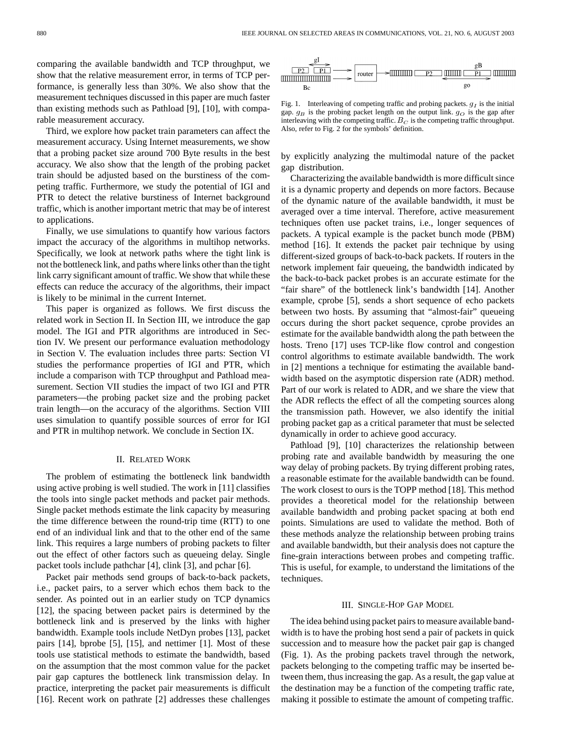comparing the available bandwidth and TCP throughput, we show that the relative measurement error, in terms of TCP performance, is generally less than 30%. We also show that the measurement techniques discussed in this paper are much faster than existing methods such as Pathload [9], [10], with comparable measurement accuracy.

Third, we explore how packet train parameters can affect the measurement accuracy. Using Internet measurements, we show that a probing packet size around 700 Byte results in the best accuracy. We also show that the length of the probing packet train should be adjusted based on the burstiness of the competing traffic. Furthermore, we study the potential of IGI and PTR to detect the relative burstiness of Internet background traffic, which is another important metric that may be of interest to applications.

Finally, we use simulations to quantify how various factors impact the accuracy of the algorithms in multihop networks. Specifically, we look at network paths where the tight link is not the bottleneck link, and paths where links other than the tight link carry significant amount of traffic. We show that while these effects can reduce the accuracy of the algorithms, their impact is likely to be minimal in the current Internet.

This paper is organized as follows. We first discuss the related work in Section II. In Section III, we introduce the gap model. The IGI and PTR algorithms are introduced in Section IV. We present our performance evaluation methodology in Section V. The evaluation includes three parts: Section VI studies the performance properties of IGI and PTR, which include a comparison with TCP throughput and Pathload measurement. Section VII studies the impact of two IGI and PTR parameters—the probing packet size and the probing packet train length—on the accuracy of the algorithms. Section VIII uses simulation to quantify possible sources of error for IGI and PTR in multihop network. We conclude in Section IX.

## II. Related Work

The problem of estimating the bottleneck link bandwidth using active probing is well studied. The work in [11] classifies the tools into single packet methods and packet pair methods. Single packet methods estimate the link capacity by measuring the time difference between the round-trip time (RTT) to one end of an individual link and that to the other end of the same link. This requires a large numbers of probing packets to filter out the effect of other factors such as queueing delay. Single packet tools include pathchar [4], clink [3], and pchar [6].

Packet pair methods send groups of back-to-back packets, i.e., packet pairs, to a server which echos them back to the sender. As pointed out in an earlier study on TCP dynamics [12], the spacing between packet pairs is determined by the bottleneck link and is preserved by the links with higher bandwidth. Example tools include NetDyn probes [13], packet pairs [14], bprobe [5], [15], and nettimer [1]. Most of these tools use statistical methods to estimate the bandwidth, based on the assumption that the most common value for the packet pair gap captures the bottleneck link transmission delay. In practice, interpreting the packet pair measurements is difficult [16]. Recent work on pathrate [2] addresses these challenges by explicitly analyzing the multimodal nature of the packet gap distribution.

gI
P2 P1
router
P2
P1
gB
go
Bc

Fig. 1. Interleaving of competing traffic and probing packets. $g_I$ is the initial gap. $g_B$ is the probing packet length on the output link. $g_O$ is the gap after interleaving with the competing traffic. $B_C$ is the competing traffic throughput. Also, refer to Fig. 2 for the symbols' definition.

Characterizing the available bandwidth is more difficult since it is a dynamic property and depends on more factors. Because of the dynamic nature of the available bandwidth, it must be averaged over a time interval. Therefore, active measurement techniques often use packet trains, i.e., longer sequences of packets. A typical example is the packet bunch mode (PBM) method [16]. It extends the packet pair technique by using different-sized groups of back-to-back packets. If routers in the network implement fair queueing, the bandwidth indicated by the back-to-back packet probes is an accurate estimate for the "fair share" of the bottleneck link's bandwidth [14]. Another example, cprobe [5], sends a short sequence of echo packets between two hosts. By assuming that "almost-fair" queueing occurs during the short packet sequence, cprobe provides an estimate for the available bandwidth along the path between the hosts. Treno [17] uses TCP-like flow control and congestion control algorithms to estimate available bandwidth. The work in [2] mentions a technique for estimating the available bandwidth based on the asymptotic dispersion rate (ADR) method. Part of our work is related to ADR, and we share the view that the ADR reflects the effect of all the competing sources along the transmission path. However, we also identify the initial probing packet gap as a critical parameter that must be selected dynamically in order to achieve good accuracy.

Pathload [9], [10] characterizes the relationship between probing rate and available bandwidth by measuring the one way delay of probing packets. By trying different probing rates, a reasonable estimate for the available bandwidth can be found. The work closest to ours is the TOPP method [18]. This method provides a theoretical model for the relationship between available bandwidth and probing packet spacing at both end points. Simulations are used to validate the method. Both of these methods analyze the relationship between probing trains and available bandwidth, but their analysis does not capture the fine-grain interactions between probes and competing traffic. This is useful, for example, to understand the limitations of the techniques.

## III. Single-Hop Gap Model

The idea behind using packet pairs to measure available bandwidth is to have the probing host send a pair of packets in quick succession and to measure how the packet pair gap is changed (Fig. 1). As the probing packets travel through the network, packets belonging to the competing traffic may be inserted between them, thus increasing the gap. As a result, the gap value at the destination may be a function of the competing traffic rate, making it possible to estimate the amount of competing traffic.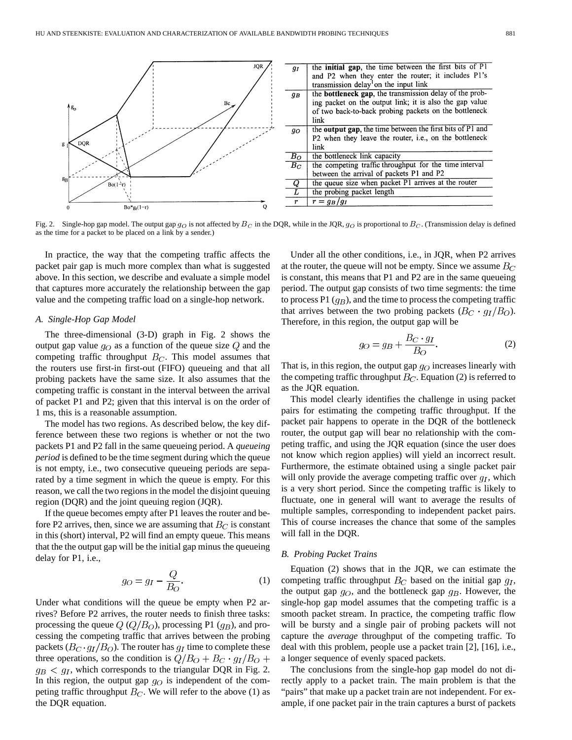JQR

Bc

$g_O$

$g_I$ DQR

$g_B$

$B_O(1-r)$

0 $B_O * g_I(1-r)$ Q

| | |
|---|---|
| $g_I$ | the **initial gap**, the time between the first bits of P1 and P2 when they enter the router; it includes P1's transmission delay[1] on the input link |
| $g_B$ | the **bottleneck gap**, the transmission delay of the probing packet on the output link; it is also the gap value of two back-to-back probing packets on the bottleneck link |
| $g_O$ | the **output gap**, the time between the first bits of P1 and P2 when they leave the router, i.e., on the bottleneck link |
| $B_O$ | the bottleneck link capacity |
| $B_C$ | the competing traffic throughput for the time interval between the arrival of packets P1 and P2 |
| $Q$ | the queue size when packet P1 arrives at the router |
| $L$ | the probing packet length |
| $r$ | $r = g_B/g_I$ |

Fig. 2. Single-hop gap model. The output gap $g_O$ is not affected by $B_C$ in the DQR, while in the JQR, $g_O$ is proportional to $B_C$. (Transmission delay is defined as the time for a packet to be placed on a link by a sender.)

In practice, the way that the competing traffic affects the packet pair gap is much more complex than what is suggested above. In this section, we describe and evaluate a simple model that captures more accurately the relationship between the gap value and the competing traffic load on a single-hop network.

### A. Single-Hop Gap Model

The three-dimensional (3-D) graph in Fig. 2 shows the output gap value $g_O$ as a function of the queue size $Q$ and the competing traffic throughput $B_C$. This model assumes that the routers use first-in first-out (FIFO) queueing and that all probing packets have the same size. It also assumes that the competing traffic is constant in the interval between the arrival of packet P1 and P2; given that this interval is on the order of 1 ms, this is a reasonable assumption.

The model has two regions. As described below, the key difference between these two regions is whether or not the two packets P1 and P2 fall in the same queueing period. A *queueing period* is defined to be the time segment during which the queue is not empty, i.e., two consecutive queueing periods are separated by a time segment in which the queue is empty. For this reason, we call the two regions in the model the disjoint queuing region (DQR) and the joint queuing region (JQR).

If the queue becomes empty after P1 leaves the router and before P2 arrives, then, since we are assuming that $B_C$ is constant in this (short) interval, P2 will find an empty queue. This means that the the output gap will be the initial gap minus the queueing delay for P1, i.e.,

$$g_O = g_I - \frac{Q}{B_O}. \tag{1}$$

Under what conditions will the queue be empty when P2 arrives? Before P2 arrives, the router needs to finish three tasks: processing the queue $Q$ ($Q/B_O$), processing P1 ($g_B$), and processing the competing traffic that arrives between the probing packets ($B_C \cdot g_I/B_O$). The router has $g_I$ time to complete these three operations, so the condition is $Q/B_O + B_C \cdot g_I/B_O + g_B < g_I$, which corresponds to the triangular DQR in Fig. 2. In this region, the output gap $g_O$ is independent of the competing traffic throughput $B_C$. We will refer to the above (1) as the DQR equation.

Under all the other conditions, i.e., in JQR, when P2 arrives at the router, the queue will not be empty. Since we assume $B_C$ is constant, this means that P1 and P2 are in the same queueing period. The output gap consists of two time segments: the time to process P1 ($g_B$), and the time to process the competing traffic that arrives between the two probing packets ($B_C \cdot g_I/B_O$). Therefore, in this region, the output gap will be

$$g_O = g_B + \frac{B_C \cdot g_I}{B_O}. \tag{2}$$

That is, in this region, the output gap $g_O$ increases linearly with the competing traffic throughput $B_C$. Equation (2) is referred to as the JQR equation.

This model clearly identifies the challenge in using packet pairs for estimating the competing traffic throughput. If the packet pair happens to operate in the DQR of the bottleneck router, the output gap will bear no relationship with the competing traffic, and using the JQR equation (since the user does not know which region applies) will yield an incorrect result. Furthermore, the estimate obtained using a single packet pair will only provide the average competing traffic over $g_I$, which is a very short period. Since the competing traffic is likely to fluctuate, one in general will want to average the results of multiple samples, corresponding to independent packet pairs. This of course increases the chance that some of the samples will fall in the DQR.

### B. Probing Packet Trains

Equation (2) shows that in the JQR, we can estimate the competing traffic throughput $B_C$ based on the initial gap $g_I$, the output gap $g_O$, and the bottleneck gap $g_B$. However, the single-hop gap model assumes that the competing traffic is a smooth packet stream. In practice, the competing traffic flow will be bursty and a single pair of probing packets will not capture the *average* throughput of the competing traffic. To deal with this problem, people use a packet train [2], [16], i.e., a longer sequence of evenly spaced packets.

The conclusions from the single-hop gap model do not directly apply to a packet train. The main problem is that the "pairs" that make up a packet train are not independent. For example, if one packet pair in the train captures a burst of packets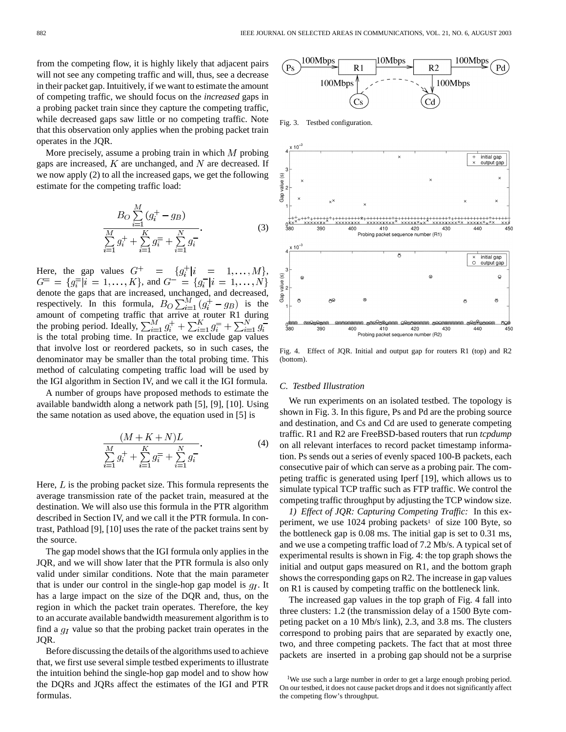from the competing flow, it is highly likely that adjacent pairs will not see any competing traffic and will, thus, see a decrease in their packet gap. Intuitively, if we want to estimate the amount of competing traffic, we should focus on the *increased* gaps in a probing packet train since they capture the competing traffic, while decreased gaps saw little or no competing traffic. Note that this observation only applies when the probing packet train operates in the JQR.

More precisely, assume a probing train in which $M$ probing gaps are increased, $K$ are unchanged, and $N$ are decreased. If we now apply (2) to all the increased gaps, we get the following estimate for the competing traffic load:

$$\frac{B_O \sum_{i=1}^{M} (g_i^+ - g_B)}{\sum_{i=1}^{M} g_i^+ + \sum_{i=1}^{K} g_i^= + \sum_{i=1}^{N} g_i^-}. \tag{3}$$

Here, the gap values $G^+ = \{g_i^+ | i = 1, \ldots, M\}$, $G^= = \{g_i^= | i = 1, \ldots, K\}$, and $G^- = \{g_i^- | i = 1, \ldots, N\}$ denote the gaps that are increased, unchanged, and decreased, respectively. In this formula, $B_O \sum_{i=1}^{M} (g_i^+ - g_B)$ is the amount of competing traffic that arrive at router R1 during the probing period. Ideally, $\sum_{i=1}^{M} g_i^+ + \sum_{i=1}^{K} g_i^= + \sum_{i=1}^{N} g_i^-$ is the total probing time. In practice, we exclude gap values that involve lost or reordered packets, so in such cases, the denominator may be smaller than the total probing time. This method of calculating competing traffic load will be used by the IGI algorithm in Section IV, and we call it the IGI formula.

A number of groups have proposed methods to estimate the available bandwidth along a network path [5], [9], [10]. Using the same notation as used above, the equation used in [5] is

$$\frac{(M + K + N)L}{\sum_{i=1}^{M} g_i^+ + \sum_{i=1}^{K} g_i^= + \sum_{i=1}^{N} g_i^-}. \tag{4}$$

Here, $L$ is the probing packet size. This formula represents the average transmission rate of the packet train, measured at the destination. We will also use this formula in the PTR algorithm described in Section IV, and we call it the PTR formula. In contrast, Pathload [9], [10] uses the rate of the packet trains sent by the source.

The gap model shows that the IGI formula only applies in the JQR, and we will show later that the PTR formula is also only valid under similar conditions. Note that the main parameter that is under our control in the single-hop gap model is $g_I$. It has a large impact on the size of the DQR and, thus, on the region in which the packet train operates. Therefore, the key to an accurate available bandwidth measurement algorithm is to find a $g_I$ value so that the probing packet train operates in the JQR.

Before discussing the details of the algorithms used to achieve that, we first use several simple testbed experiments to illustrate the intuition behind the single-hop gap model and to show how the DQRs and JQRs affect the estimates of the IGI and PTR formulas.

Ps
100Mbps
R1
10Mbps
R2
100Mbps
Pd
100Mbps
Cs
100Mbps
Cd

Fig. 3. Testbed configuration.

x 10^-3
initial gap
output gap
Gap value (s)
Probing packet sequence number (R1)

x 10^-3
initial gap
output gap
Gap value (s)
Probing packet sequence number (R2)

Fig. 4. Effect of JQR. Initial and output gap for routers R1 (top) and R2 (bottom).

### C. Testbed Illustration

We run experiments on an isolated testbed. The topology is shown in Fig. 3. In this figure, Ps and Pd are the probing source and destination, and Cs and Cd are used to generate competing traffic. R1 and R2 are FreeBSD-based routers that run *tcpdump* on all relevant interfaces to record packet timestamp information. Ps sends out a series of evenly spaced 100-B packets, each consecutive pair of which can serve as a probing pair. The competing traffic is generated using Iperf [19], which allows us to simulate typical TCP traffic such as FTP traffic. We control the competing traffic throughput by adjusting the TCP window size.

*1) Effect of JQR: Capturing Competing Traffic:* In this experiment, we use 1024 probing packets[1] of size 100 Byte, so the bottleneck gap is 0.08 ms. The initial gap is set to 0.31 ms, and we use a competing traffic load of 7.2 Mb/s. A typical set of experimental results is shown in Fig. 4: the top graph shows the initial and output gaps measured on R1, and the bottom graph shows the corresponding gaps on R2. The increase in gap values on R1 is caused by competing traffic on the bottleneck link.

The increased gap values in the top graph of Fig. 4 fall into three clusters: 1.2 (the transmission delay of a 1500 Byte competing packet on a 10 Mb/s link), 2.3, and 3.8 ms. The clusters correspond to probing pairs that are separated by exactly one, two, and three competing packets. The fact that at most three packets are inserted in a probing gap should not be a surprise

[1] We use such a large number in order to get a large enough probing period. On our testbed, it does not cause packet drops and it does not significantly affect the competing flow's throughput.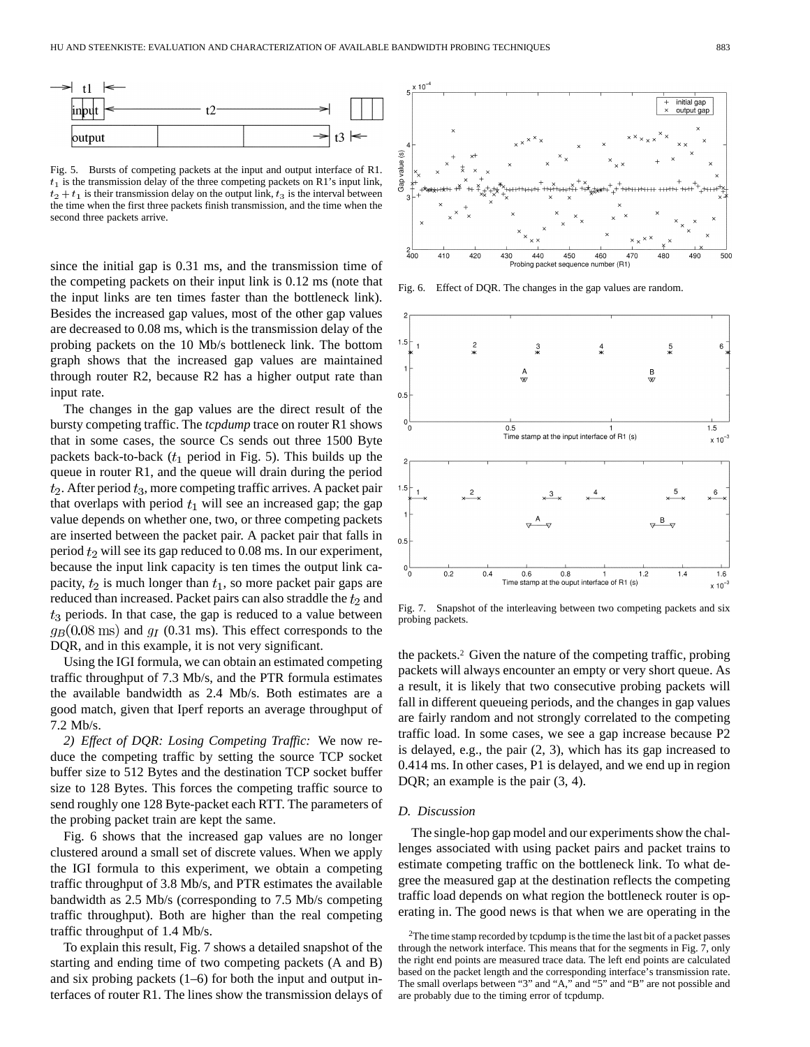→| t1 |←

input

←—— t2 ——→

output

→| t3 |←

Fig. 5. Bursts of competing packets at the input and output interface of R1. $t_1$ is the transmission delay of the three competing packets on R1's input link, $t_2 + t_1$ is their transmission delay on the output link, $t_3$ is the interval between the time when the first three packets finish transmission, and the time when the second three packets arrive.

since the initial gap is 0.31 ms, and the transmission time of the competing packets on their input link is 0.12 ms (note that the input links are ten times faster than the bottleneck link). Besides the increased gap values, most of the other gap values are decreased to 0.08 ms, which is the transmission delay of the probing packets on the 10 Mb/s bottleneck link. The bottom graph shows that the increased gap values are maintained through router R2, because R2 has a higher output rate than input rate.

The changes in the gap values are the direct result of the bursty competing traffic. The *tcpdump* trace on router R1 shows that in some cases, the source Cs sends out three 1500 Byte packets back-to-back ($t_1$ period in Fig. 5). This builds up the queue in router R1, and the queue will drain during the period $t_2$. After period $t_3$, more competing traffic arrives. A packet pair that overlaps with period $t_1$ will see an increased gap; the gap value depends on whether one, two, or three competing packets are inserted between the packet pair. A packet pair that falls in period $t_2$ will see its gap reduced to 0.08 ms. In our experiment, because the input link capacity is ten times the output link capacity, $t_2$ is much longer than $t_1$, so more packet pair gaps are reduced than increased. Packet pairs can also straddle the $t_2$ and $t_3$ periods. In that case, the gap is reduced to a value between $g_B(0.08 \text{ ms})$ and $g_I$ (0.31 ms). This effect corresponds to the DQR, and in this example, it is not very significant.

Using the IGI formula, we can obtain an estimated competing traffic throughput of 7.3 Mb/s, and the PTR formula estimates the available bandwidth as 2.4 Mb/s. Both estimates are a good match, given that Iperf reports an average throughput of 7.2 Mb/s.

*2) Effect of DQR: Losing Competing Traffic:* We now reduce the competing traffic by setting the source TCP socket buffer size to 512 Bytes and the destination TCP socket buffer size to 128 Bytes. This forces the competing traffic source to send roughly one 128 Byte-packet each RTT. The parameters of the probing packet train are kept the same.

Fig. 6 shows that the increased gap values are no longer clustered around a small set of discrete values. When we apply the IGI formula to this experiment, we obtain a competing traffic throughput of 3.8 Mb/s, and PTR estimates the available bandwidth as 2.5 Mb/s (corresponding to 7.5 Mb/s competing traffic throughput). Both are higher than the real competing traffic throughput of 1.4 Mb/s.

To explain this result, Fig. 7 shows a detailed snapshot of the starting and ending time of two competing packets (A and B) and six probing packets (1–6) for both the input and output interfaces of router R1. The lines show the transmission delays of

x 10^-4

Gap value (s)

Probing packet sequence number (R1)

+ initial gap
× output gap

Fig. 6. Effect of DQR. The changes in the gap values are random.

Time stamp at the input interface of R1 (s)

Time stamp at the ouput interface of R1 (s)

x 10^-3

Fig. 7. Snapshot of the interleaving between two competing packets and six probing packets.

the packets.[2] Given the nature of the competing traffic, probing packets will always encounter an empty or very short queue. As a result, it is likely that two consecutive probing packets will fall in different queueing periods, and the changes in gap values are fairly random and not strongly correlated to the competing traffic load. In some cases, we see a gap increase because P2 is delayed, e.g., the pair (2, 3), which has its gap increased to 0.414 ms. In other cases, P1 is delayed, and we end up in region DQR; an example is the pair (3, 4).

### D. Discussion

The single-hop gap model and our experiments show the challenges associated with using packet pairs and packet trains to estimate competing traffic on the bottleneck link. To what degree the measured gap at the destination reflects the competing traffic load depends on what region the bottleneck router is operating in. The good news is that when we are operating in the

[2]The time stamp recorded by tcpdump is the time the last bit of a packet passes through the network interface. This means that for the segments in Fig. 7, only the right end points are measured trace data. The left end points are calculated based on the packet length and the corresponding interface's transmission rate. The small overlaps between "3" and "A," and "5" and "B" are not possible and are probably due to the timing error of tcpdump.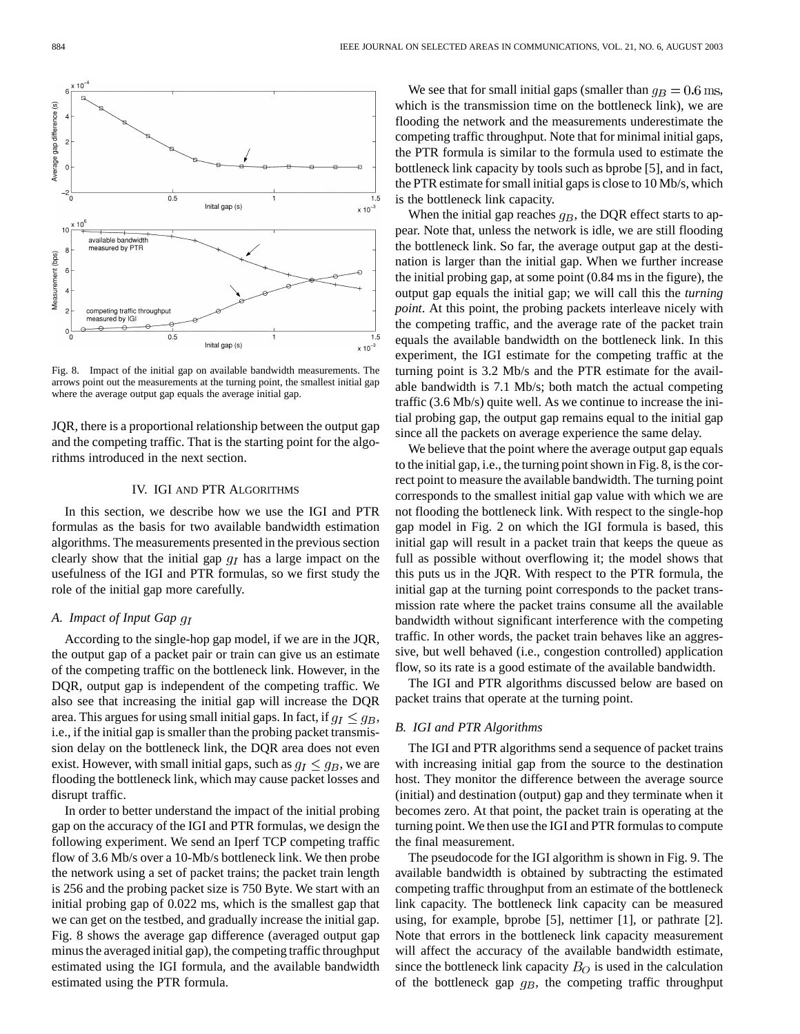x 10^-4

6

4

2

0

−2

Average gap difference (s)

0 0.5 1 1.5

Inital gap (s) x 10^-3

x 10^6

10

8

6

4

2

0

Measurement (bps)

available bandwidth measured by PTR

competing traffic throughput measured by IGI

0 0.5 1 1.5

Inital gap (s) x 10^-3

Fig. 8. Impact of the initial gap on available bandwidth measurements. The arrows point out the measurements at the turning point, the smallest initial gap where the average output gap equals the average initial gap.

JQR, there is a proportional relationship between the output gap and the competing traffic. That is the starting point for the algorithms introduced in the next section.

## IV. IGI and PTR Algorithms

In this section, we describe how we use the IGI and PTR formulas as the basis for two available bandwidth estimation algorithms. The measurements presented in the previous section clearly show that the initial gap $g_I$ has a large impact on the usefulness of the IGI and PTR formulas, so we first study the role of the initial gap more carefully.

### A. Impact of Input Gap $g_I$

According to the single-hop gap model, if we are in the JQR, the output gap of a packet pair or train can give us an estimate of the competing traffic on the bottleneck link. However, in the DQR, output gap is independent of the competing traffic. We also see that increasing the initial gap will increase the DQR area. This argues for using small initial gaps. In fact, if $g_I \leq g_B$, i.e., if the initial gap is smaller than the probing packet transmission delay on the bottleneck link, the DQR area does not even exist. However, with small initial gaps, such as $g_I \leq g_B$, we are flooding the bottleneck link, which may cause packet losses and disrupt traffic.

In order to better understand the impact of the initial probing gap on the accuracy of the IGI and PTR formulas, we design the following experiment. We send an Iperf TCP competing traffic flow of 3.6 Mb/s over a 10-Mb/s bottleneck link. We then probe the network using a set of packet trains; the packet train length is 256 and the probing packet size is 750 Byte. We start with an initial probing gap of 0.022 ms, which is the smallest gap that we can get on the testbed, and gradually increase the initial gap. Fig. 8 shows the average gap difference (averaged output gap minus the averaged initial gap), the competing traffic throughput estimated using the IGI formula, and the available bandwidth estimated using the PTR formula.

We see that for small initial gaps (smaller than $g_B = 0.6$ ms, which is the transmission time on the bottleneck link), we are flooding the network and the measurements underestimate the competing traffic throughput. Note that for minimal initial gaps, the PTR formula is similar to the formula used to estimate the bottleneck link capacity by tools such as bprobe [5], and in fact, the PTR estimate for small initial gaps is close to 10 Mb/s, which is the bottleneck link capacity.

When the initial gap reaches $g_B$, the DQR effect starts to appear. Note that, unless the network is idle, we are still flooding the bottleneck link. So far, the average output gap at the destination is larger than the initial gap. When we further increase the initial probing gap, at some point (0.84 ms in the figure), the output gap equals the initial gap; we will call this the *turning point*. At this point, the probing packets interleave nicely with the competing traffic, and the average rate of the packet train equals the available bandwidth on the bottleneck link. In this experiment, the IGI estimate for the competing traffic at the turning point is 3.2 Mb/s and the PTR estimate for the available bandwidth is 7.1 Mb/s; both match the actual competing traffic (3.6 Mb/s) quite well. As we continue to increase the initial probing gap, the output gap remains equal to the initial gap since all the packets on average experience the same delay.

We believe that the point where the average output gap equals to the initial gap, i.e., the turning point shown in Fig. 8, is the correct point to measure the available bandwidth. The turning point corresponds to the smallest initial gap value with which we are not flooding the bottleneck link. With respect to the single-hop gap model in Fig. 2 on which the IGI formula is based, this initial gap will result in a packet train that keeps the queue as full as possible without overflowing it; the model shows that this puts us in the JQR. With respect to the PTR formula, the initial gap at the turning point corresponds to the packet transmission rate where the packet trains consume all the available bandwidth without significant interference with the competing traffic. In other words, the packet train behaves like an aggressive, but well behaved (i.e., congestion controlled) application flow, so its rate is a good estimate of the available bandwidth.

The IGI and PTR algorithms discussed below are based on packet trains that operate at the turning point.

### B. IGI and PTR Algorithms

The IGI and PTR algorithms send a sequence of packet trains with increasing initial gap from the source to the destination host. They monitor the difference between the average source (initial) and destination (output) gap and they terminate when it becomes zero. At that point, the packet train is operating at the turning point. We then use the IGI and PTR formulas to compute the final measurement.

The pseudocode for the IGI algorithm is shown in Fig. 9. The available bandwidth is obtained by subtracting the estimated competing traffic throughput from an estimate of the bottleneck link capacity. The bottleneck link capacity can be measured using, for example, bprobe [5], nettimer [1], or pathrate [2]. Note that errors in the bottleneck link capacity measurement will affect the accuracy of the available bandwidth estimate, since the bottleneck link capacity $B_O$ is used in the calculation of the bottleneck gap $g_B$, the competing traffic throughput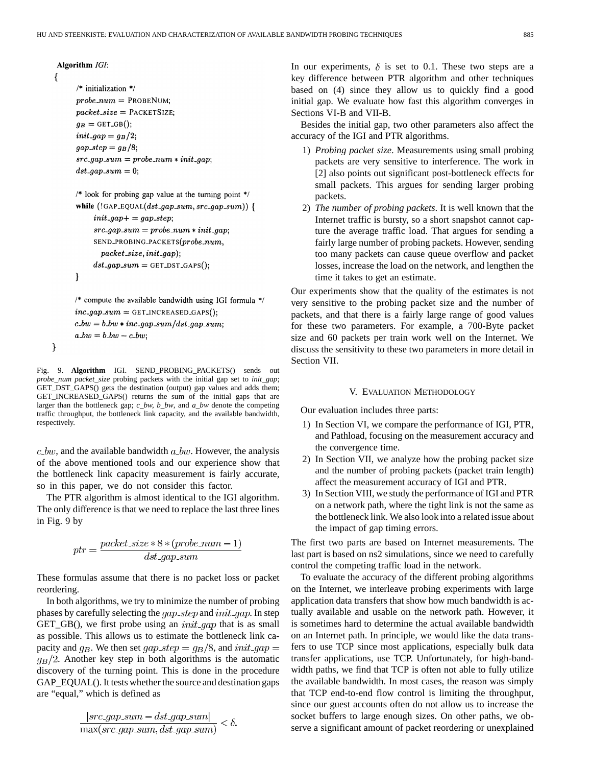```
Algorithm IGI:
{
    /* initialization */
    probe_num = PROBENUM;
    packet_size = PACKETSIZE;
    g_B = GET_GB();
    init_gap = g_B/2;
    gap_step = g_B/8;
    src_gap_sum = probe_num * init_gap;
    dst_gap_sum = 0;

    /* look for probing gap value at the turning point */
    while (!GAP_EQUAL(dst_gap_sum, src_gap_sum)) {
        init_gap+ = gap_step;
        src_gap_sum = probe_num * init_gap;
        SEND_PROBING_PACKETS(probe_num,
            packet_size, init_gap);
        dst_gap_sum = GET_DST_GAPS();
    }

    /* compute the available bandwidth using IGI formula */
    inc_gap_sum = GET_INCREASED_GAPS();
    c_bw = b_bw * inc_gap_sum/dst_gap_sum;
    a_bw = b_bw - c_bw;
}
```

Fig. 9. **Algorithm** IGI. SEND_PROBING_PACKETS() sends out *probe_num packet_size* probing packets with the initial gap set to *init_gap*; GET_DST_GAPS() gets the destination (output) gap values and adds them; GET_INCREASED_GAPS() returns the sum of the initial gaps that are larger than the bottleneck gap; *c_bw*, *b_bw*, and *a_bw* denote the competing traffic throughput, the bottleneck link capacity, and the available bandwidth, respectively.

$c\_bw$, and the available bandwidth $a\_bw$. However, the analysis of the above mentioned tools and our experience show that the bottleneck link capacity measurement is fairly accurate, so in this paper, we do not consider this factor.

The PTR algorithm is almost identical to the IGI algorithm. The only difference is that we need to replace the last three lines in Fig. 9 by

$$ptr = \frac{packet\_size * 8 * (probe\_num - 1)}{dst\_gap\_sum}$$

These formulas assume that there is no packet loss or packet reordering.

In both algorithms, we try to minimize the number of probing phases by carefully selecting the $gap\_step$ and $init\_gap$. In step GET_GB(), we first probe using an $init\_gap$ that is as small as possible. This allows us to estimate the bottleneck link capacity and $g_B$. We then set $gap\_step = g_B/8$, and $init\_gap = g_B/2$. Another key step in both algorithms is the automatic discovery of the turning point. This is done in the procedure GAP_EQUAL(). It tests whether the source and destination gaps are "equal," which is defined as

$$\frac{|src\_gap\_sum - dst\_gap\_sum|}{\max(src\_gap\_sum, dst\_gap\_sum)} < \delta.$$

In our experiments, $\delta$ is set to 0.1. These two steps are a key difference between PTR algorithm and other techniques based on (4) since they allow us to quickly find a good initial gap. We evaluate how fast this algorithm converges in Sections VI-B and VII-B.

Besides the initial gap, two other parameters also affect the accuracy of the IGI and PTR algorithms.

1) *Probing packet size*. Measurements using small probing packets are very sensitive to interference. The work in [2] also points out significant post-bottleneck effects for small packets. This argues for sending larger probing packets.
2) *The number of probing packets*. It is well known that the Internet traffic is bursty, so a short snapshot cannot capture the average traffic load. That argues for sending a fairly large number of probing packets. However, sending too many packets can cause queue overflow and packet losses, increase the load on the network, and lengthen the time it takes to get an estimate.

Our experiments show that the quality of the estimates is not very sensitive to the probing packet size and the number of packets, and that there is a fairly large range of good values for these two parameters. For example, a 700-Byte packet size and 60 packets per train work well on the Internet. We discuss the sensitivity to these two parameters in more detail in Section VII.

## V. Evaluation Methodology

Our evaluation includes three parts:

1) In Section VI, we compare the performance of IGI, PTR, and Pathload, focusing on the measurement accuracy and the convergence time.
2) In Section VII, we analyze how the probing packet size and the number of probing packets (packet train length) affect the measurement accuracy of IGI and PTR.
3) In Section VIII, we study the performance of IGI and PTR on a network path, where the tight link is not the same as the bottleneck link. We also look into a related issue about the impact of gap timing errors.

The first two parts are based on Internet measurements. The last part is based on ns2 simulations, since we need to carefully control the competing traffic load in the network.

To evaluate the accuracy of the different probing algorithms on the Internet, we interleave probing experiments with large application data transfers that show how much bandwidth is actually available and usable on the network path. However, it is sometimes hard to determine the actual available bandwidth on an Internet path. In principle, we would like the data transfers to use TCP since most applications, especially bulk data transfer applications, use TCP. Unfortunately, for high-bandwidth paths, we find that TCP is often not able to fully utilize the available bandwidth. In most cases, the reason was simply that TCP end-to-end flow control is limiting the throughput, since our guest accounts often do not allow us to increase the socket buffers to large enough sizes. On other paths, we observe a significant amount of packet reordering or unexplained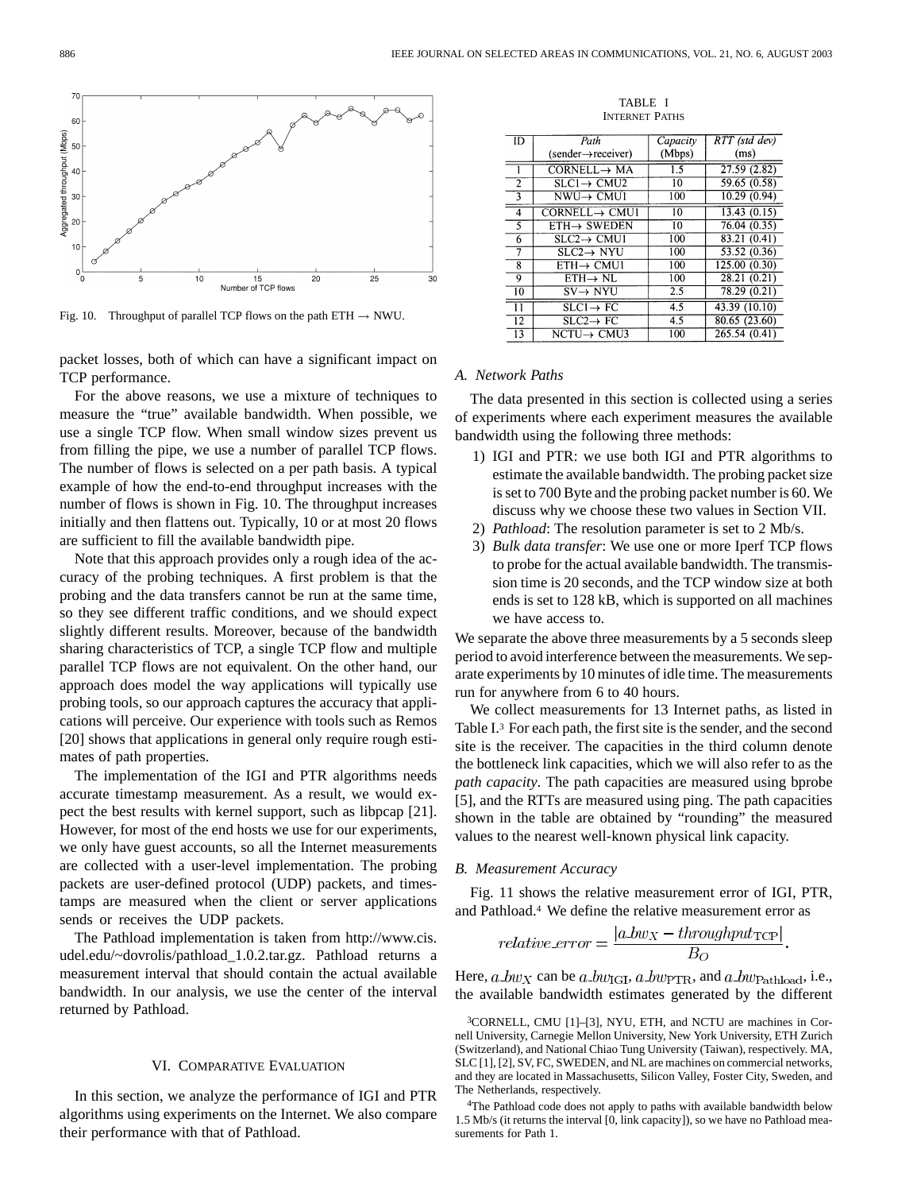70
60
50
40
30
20
10
0
0 5 10 15 20 25 30
Aggregated throughput (Mbps)
Number of TCP flows

Fig. 10. Throughput of parallel TCP flows on the path ETH → NWU.

packet losses, both of which can have a significant impact on TCP performance.

For the above reasons, we use a mixture of techniques to measure the "true" available bandwidth. When possible, we use a single TCP flow. When small window sizes prevent us from filling the pipe, we use a number of parallel TCP flows. The number of flows is selected on a per path basis. A typical example of how the end-to-end throughput increases with the number of flows is shown in Fig. 10. The throughput increases initially and then flattens out. Typically, 10 or at most 20 flows are sufficient to fill the available bandwidth pipe.

Note that this approach provides only a rough idea of the accuracy of the probing techniques. A first problem is that the probing and the data transfers cannot be run at the same time, so they see different traffic conditions, and we should expect slightly different results. Moreover, because of the bandwidth sharing characteristics of TCP, a single TCP flow and multiple parallel TCP flows are not equivalent. On the other hand, our approach does model the way applications will typically use probing tools, so our approach captures the accuracy that applications will perceive. Our experience with tools such as Remos [20] shows that applications in general only require rough estimates of path properties.

The implementation of the IGI and PTR algorithms needs accurate timestamp measurement. As a result, we would expect the best results with kernel support, such as libpcap [21]. However, for most of the end hosts we use for our experiments, we only have guest accounts, so all the Internet measurements are collected with a user-level implementation. The probing packets are user-defined protocol (UDP) packets, and timestamps are measured when the client or server applications sends or receives the UDP packets.

The Pathload implementation is taken from http://www.cis.udel.edu/~dovrolis/pathload_1.0.2.tar.gz. Pathload returns a measurement interval that should contain the actual available bandwidth. In our analysis, we use the center of the interval returned by Pathload.

## VI. Comparative Evaluation

In this section, we analyze the performance of IGI and PTR algorithms using experiments on the Internet. We also compare their performance with that of Pathload.

TABLE I
Internet Paths

| ID | *Path* (sender→receiver) | *Capacity* (Mbps) | *RTT (std dev)* (ms) |
|---|---|---|---|
| 1 | CORNELL→ MA | 1.5 | 27.59 (2.82) |
| 2 | SLC1→ CMU2 | 10 | 59.65 (0.58) |
| 3 | NWU→ CMU1 | 100 | 10.29 (0.94) |
| 4 | CORNELL→ CMU1 | 10 | 13.43 (0.15) |
| 5 | ETH→ SWEDEN | 10 | 76.04 (0.35) |
| 6 | SLC2→ CMU1 | 100 | 83.21 (0.41) |
| 7 | SLC2→ NYU | 100 | 53.52 (0.36) |
| 8 | ETH→ CMU1 | 100 | 125.00 (0.30) |
| 9 | ETH→ NL | 100 | 28.21 (0.21) |
| 10 | SV→ NYU | 2.5 | 78.29 (0.21) |
| 11 | SLC1→ FC | 4.5 | 43.39 (10.10) |
| 12 | SLC2→ FC | 4.5 | 80.65 (23.60) |
| 13 | NCTU→ CMU3 | 100 | 265.54 (0.41) |

### A. Network Paths

The data presented in this section is collected using a series of experiments where each experiment measures the available bandwidth using the following three methods:

1) IGI and PTR: we use both IGI and PTR algorithms to estimate the available bandwidth. The probing packet size is set to 700 Byte and the probing packet number is 60. We discuss why we choose these two values in Section VII.
2) *Pathload*: The resolution parameter is set to 2 Mb/s.
3) *Bulk data transfer*: We use one or more Iperf TCP flows to probe for the actual available bandwidth. The transmission time is 20 seconds, and the TCP window size at both ends is set to 128 kB, which is supported on all machines we have access to.

We separate the above three measurements by a 5 seconds sleep period to avoid interference between the measurements. We separate experiments by 10 minutes of idle time. The measurements run for anywhere from 6 to 40 hours.

We collect measurements for 13 Internet paths, as listed in Table I.[3] For each path, the first site is the sender, and the second site is the receiver. The capacities in the third column denote the bottleneck link capacities, which we will also refer to as the *path capacity*. The path capacities are measured using bprobe [5], and the RTTs are measured using ping. The path capacities shown in the table are obtained by "rounding" the measured values to the nearest well-known physical link capacity.

### B. Measurement Accuracy

Fig. 11 shows the relative measurement error of IGI, PTR, and Pathload.[4] We define the relative measurement error as

$$relative\_error = \frac{|a\_bw_X - throughput_{\text{TCP}}|}{B_O}.$$

Here, $a\_bw_X$ can be $a\_bw_{\text{IGI}}$, $a\_bw_{\text{PTR}}$, and $a\_bw_{\text{Pathload}}$, i.e., the available bandwidth estimates generated by the different

[3] CORNELL, CMU [1]–[3], NYU, ETH, and NCTU are machines in Cornell University, Carnegie Mellon University, New York University, ETH Zurich (Switzerland), and National Chiao Tung University (Taiwan), respectively. MA, SLC [1], [2], SV, FC, SWEDEN, and NL are machines on commercial networks, and they are located in Massachusetts, Silicon Valley, Foster City, Sweden, and The Netherlands, respectively.

[4] The Pathload code does not apply to paths with available bandwidth below 1.5 Mb/s (it returns the interval [0, link capacity]), so we have no Pathload measurements for Path 1.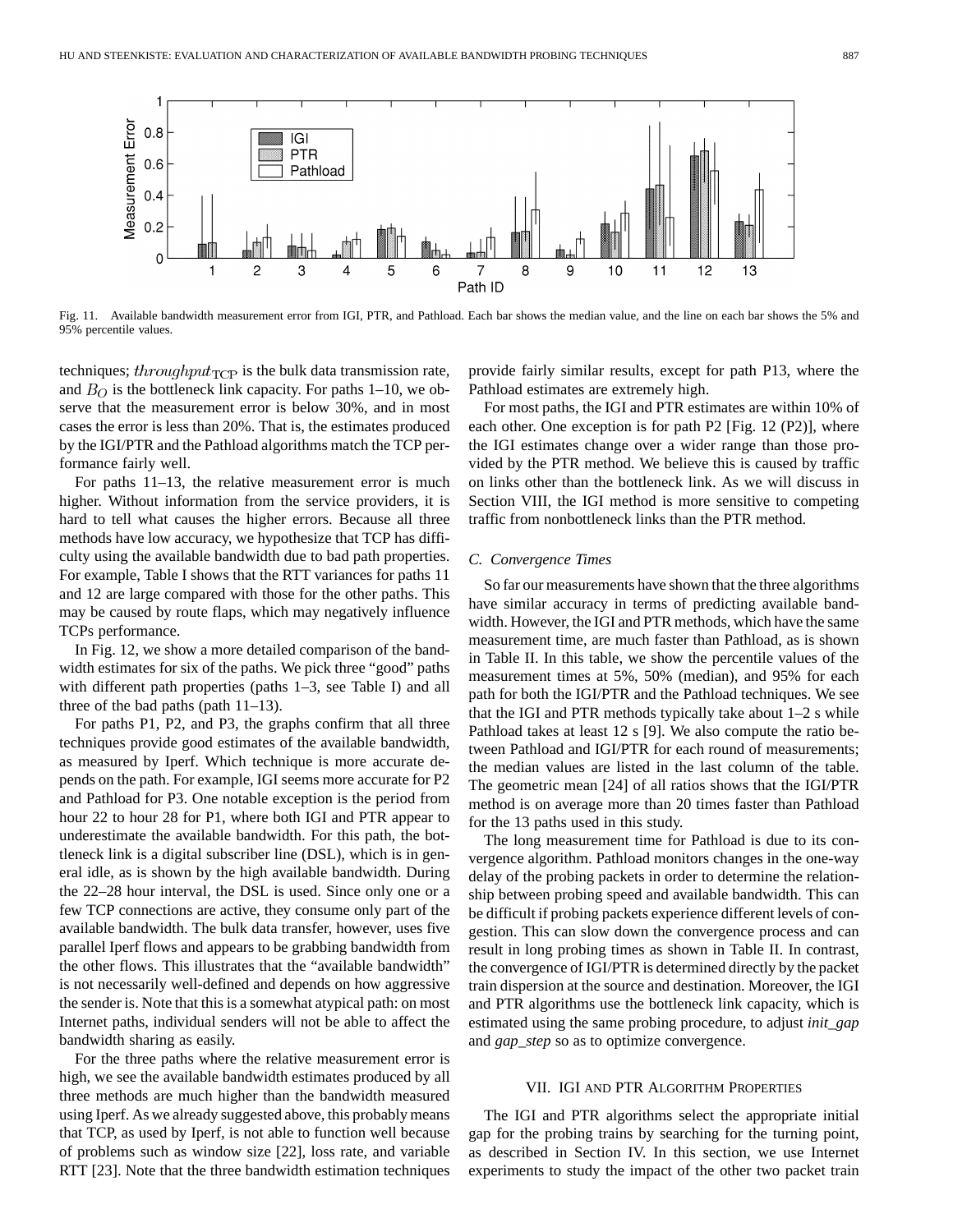Measurement Error

1
0.8
0.6
0.4
0.2
0

IGI
PTR
Pathload

1 2 3 4 5 6 7 8 9 10 11 12 13

Path ID

Fig. 11. Available bandwidth measurement error from IGI, PTR, and Pathload. Each bar shows the median value, and the line on each bar shows the 5% and 95% percentile values.

techniques; $throughput_{\mathrm{TCP}}$ is the bulk data transmission rate, and $B_O$ is the bottleneck link capacity. For paths 1–10, we observe that the measurement error is below 30%, and in most cases the error is less than 20%. That is, the estimates produced by the IGI/PTR and the Pathload algorithms match the TCP performance fairly well.

For paths 11–13, the relative measurement error is much higher. Without information from the service providers, it is hard to tell what causes the higher errors. Because all three methods have low accuracy, we hypothesize that TCP has difficulty using the available bandwidth due to bad path properties. For example, Table I shows that the RTT variances for paths 11 and 12 are large compared with those for the other paths. This may be caused by route flaps, which may negatively influence TCPs performance.

In Fig. 12, we show a more detailed comparison of the bandwidth estimates for six of the paths. We pick three "good" paths with different path properties (paths 1–3, see Table I) and all three of the bad paths (path 11–13).

For paths P1, P2, and P3, the graphs confirm that all three techniques provide good estimates of the available bandwidth, as measured by Iperf. Which technique is more accurate depends on the path. For example, IGI seems more accurate for P2 and Pathload for P3. One notable exception is the period from hour 22 to hour 28 for P1, where both IGI and PTR appear to underestimate the available bandwidth. For this path, the bottleneck link is a digital subscriber line (DSL), which is in general idle, as is shown by the high available bandwidth. During the 22–28 hour interval, the DSL is used. Since only one or a few TCP connections are active, they consume only part of the available bandwidth. The bulk data transfer, however, uses five parallel Iperf flows and appears to be grabbing bandwidth from the other flows. This illustrates that the "available bandwidth" is not necessarily well-defined and depends on how aggressive the sender is. Note that this is a somewhat atypical path: on most Internet paths, individual senders will not be able to affect the bandwidth sharing as easily.

For the three paths where the relative measurement error is high, we see the available bandwidth estimates produced by all three methods are much higher than the bandwidth measured using Iperf. As we already suggested above, this probably means that TCP, as used by Iperf, is not able to function well because of problems such as window size [22], loss rate, and variable RTT [23]. Note that the three bandwidth estimation techniques provide fairly similar results, except for path P13, where the Pathload estimates are extremely high.

For most paths, the IGI and PTR estimates are within 10% of each other. One exception is for path P2 [Fig. 12 (P2)], where the IGI estimates change over a wider range than those provided by the PTR method. We believe this is caused by traffic on links other than the bottleneck link. As we will discuss in Section VIII, the IGI method is more sensitive to competing traffic from nonbottleneck links than the PTR method.

### C. Convergence Times

So far our measurements have shown that the three algorithms have similar accuracy in terms of predicting available bandwidth. However, the IGI and PTR methods, which have the same measurement time, are much faster than Pathload, as is shown in Table II. In this table, we show the percentile values of the measurement times at 5%, 50% (median), and 95% for each path for both the IGI/PTR and the Pathload techniques. We see that the IGI and PTR methods typically take about 1–2 s while Pathload takes at least 12 s [9]. We also compute the ratio between Pathload and IGI/PTR for each round of measurements; the median values are listed in the last column of the table. The geometric mean [24] of all ratios shows that the IGI/PTR method is on average more than 20 times faster than Pathload for the 13 paths used in this study.

The long measurement time for Pathload is due to its convergence algorithm. Pathload monitors changes in the one-way delay of the probing packets in order to determine the relationship between probing speed and available bandwidth. This can be difficult if probing packets experience different levels of congestion. This can slow down the convergence process and can result in long probing times as shown in Table II. In contrast, the convergence of IGI/PTR is determined directly by the packet train dispersion at the source and destination. Moreover, the IGI and PTR algorithms use the bottleneck link capacity, which is estimated using the same probing procedure, to adjust *init_gap* and *gap_step* so as to optimize convergence.

## VII. IGI AND PTR ALGORITHM PROPERTIES

The IGI and PTR algorithms select the appropriate initial gap for the probing trains by searching for the turning point, as described in Section IV. In this section, we use Internet experiments to study the impact of the other two packet train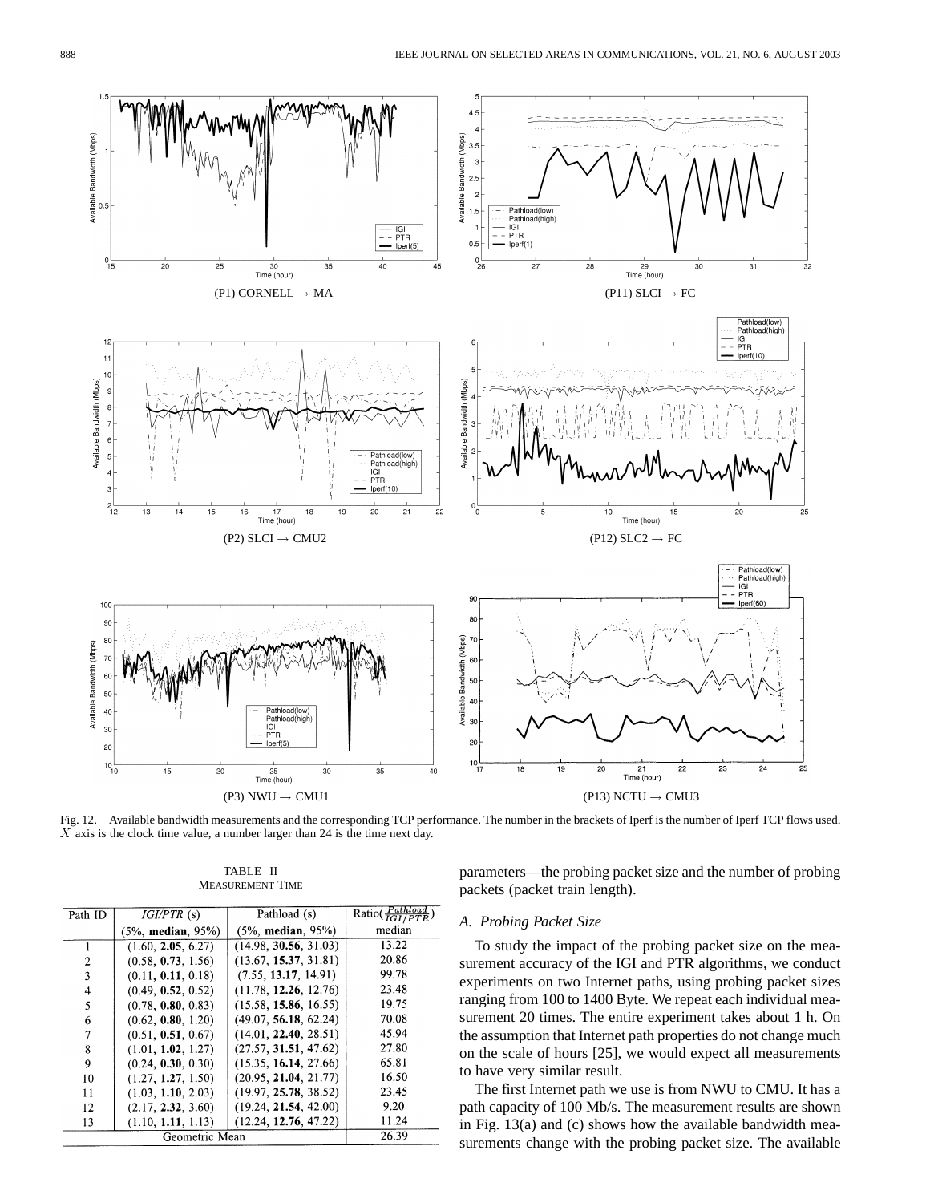(P1) CORNELL → MA

(P11) SLCI → FC

(P2) SLCI → CMU2

(P12) SLC2 → FC

(P3) NWU → CMU1

(P13) NCTU → CMU3

Fig. 12. Available bandwidth measurements and the corresponding TCP performance. The number in the brackets of Iperf is the number of Iperf TCP flows used. $X$ axis is the clock time value, a number larger than 24 is the time next day.

TABLE II
MEASUREMENT TIME

| Path ID | *IGI/PTR* (s) | Pathload (s) | Ratio($\frac{Pathload}{IGI/PTR}$) |
|---|---|---|---|
| | (5%, **median**, 95%) | (5%, **median**, 95%) | median |
| 1 | (1.60, **2.05**, 6.27) | (14.98, **30.56**, 31.03) | 13.22 |
| 2 | (0.58, **0.73**, 1.56) | (13.67, **15.37**, 31.81) | 20.86 |
| 3 | (0.11, **0.11**, 0.18) | (7.55, **13.17**, 14.91) | 99.78 |
| 4 | (0.49, **0.52**, 0.52) | (11.78, **12.26**, 12.76) | 23.48 |
| 5 | (0.78, **0.80**, 0.83) | (15.58, **15.86**, 16.55) | 19.75 |
| 6 | (0.62, **0.80**, 1.20) | (49.07, **56.18**, 62.24) | 70.08 |
| 7 | (0.51, **0.51**, 0.67) | (14.01, **22.40**, 28.51) | 45.94 |
| 8 | (1.01, **1.02**, 1.27) | (27.57, **31.51**, 47.62) | 27.80 |
| 9 | (0.24, **0.30**, 0.30) | (15.35, **16.14**, 27.66) | 65.81 |
| 10 | (1.27, **1.27**, 1.50) | (20.95, **21.04**, 21.77) | 16.50 |
| 11 | (1.03, **1.10**, 2.03) | (19.97, **25.78**, 38.52) | 23.45 |
| 12 | (2.17, **2.32**, 3.60) | (19.24, **21.54**, 42.00) | 9.20 |
| 13 | (1.10, **1.11**, 1.13) | (12.24, **12.76**, 47.22) | 11.24 |
| Geometric Mean | | | 26.39 |

parameters—the probing packet size and the number of probing packets (packet train length).

### A. Probing Packet Size

To study the impact of the probing packet size on the measurement accuracy of the IGI and PTR algorithms, we conduct experiments on two Internet paths, using probing packet sizes ranging from 100 to 1400 Byte. We repeat each individual measurement 20 times. The entire experiment takes about 1 h. On the assumption that Internet path properties do not change much on the scale of hours [25], we would expect all measurements to have very similar result.

The first Internet path we use is from NWU to CMU. It has a path capacity of 100 Mb/s. The measurement results are shown in Fig. 13(a) and (c) shows how the available bandwidth measurements change with the probing packet size. The available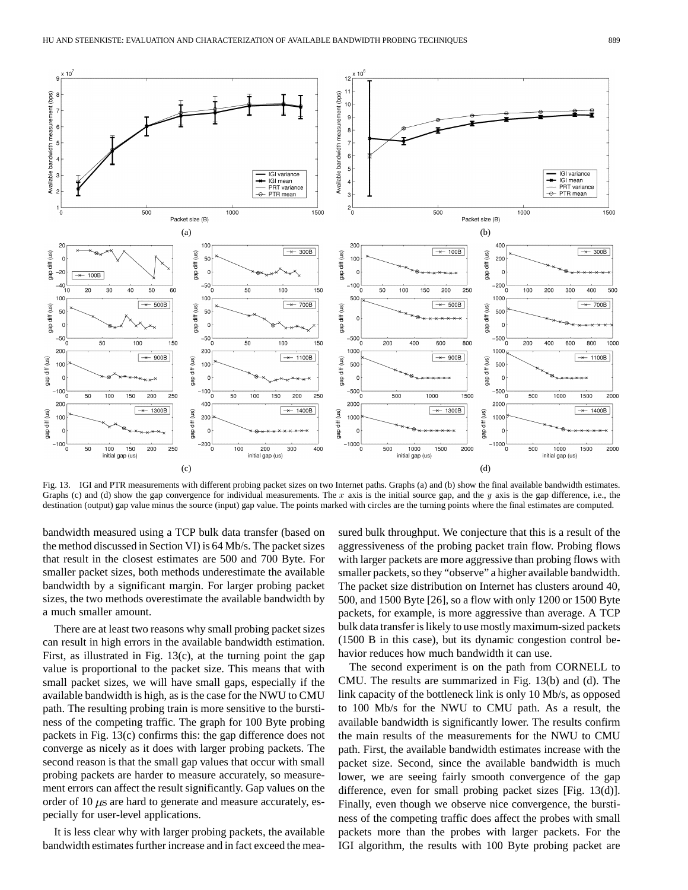x 10^7

Available bandwidth measurement (bps)

Packet size (B)

IGI variance
IGI mean
PRT variance
PTR mean

(a)

x 10^6

Available bandwidth measurement (bps)

Packet size (B)

IGI variance
IGI mean
PRT variance
PTR mean

(b)

gap diff (us)

initial gap (us)

100B
300B
500B
700B
900B
1100B
1300B
1400B

(c)

gap diff (us)

initial gap (us)

100B
300B
500B
700B
900B
1100B
1300B
1400B

(d)

Fig. 13. IGI and PTR measurements with different probing packet sizes on two Internet paths. Graphs (a) and (b) show the final available bandwidth estimates. Graphs (c) and (d) show the gap convergence for individual measurements. The $x$ axis is the initial source gap, and the $y$ axis is the gap difference, i.e., the destination (output) gap value minus the source (input) gap value. The points marked with circles are the turning points where the final estimates are computed.

bandwidth measured using a TCP bulk data transfer (based on the method discussed in Section VI) is 64 Mb/s. The packet sizes that result in the closest estimates are 500 and 700 Byte. For smaller packet sizes, both methods underestimate the available bandwidth by a significant margin. For larger probing packet sizes, the two methods overestimate the available bandwidth by a much smaller amount.

There are at least two reasons why small probing packet sizes can result in high errors in the available bandwidth estimation. First, as illustrated in Fig. 13(c), at the turning point the gap value is proportional to the packet size. This means that with small packet sizes, we will have small gaps, especially if the available bandwidth is high, as is the case for the NWU to CMU path. The resulting probing train is more sensitive to the burstiness of the competing traffic. The graph for 100 Byte probing packets in Fig. 13(c) confirms this: the gap difference does not converge as nicely as it does with larger probing packets. The second reason is that the small gap values that occur with small probing packets are harder to measure accurately, so measurement errors can affect the result significantly. Gap values on the order of 10 $\mu$s are hard to generate and measure accurately, especially for user-level applications.

It is less clear why with larger probing packets, the available bandwidth estimates further increase and in fact exceed the measured bulk throughput. We conjecture that this is a result of the aggressiveness of the probing packet train flow. Probing flows with larger packets are more aggressive than probing flows with smaller packets, so they "observe" a higher available bandwidth. The packet size distribution on Internet has clusters around 40, 500, and 1500 Byte [26], so a flow with only 1200 or 1500 Byte packets, for example, is more aggressive than average. A TCP bulk data transfer is likely to use mostly maximum-sized packets (1500 B in this case), but its dynamic congestion control behavior reduces how much bandwidth it can use.

The second experiment is on the path from CORNELL to CMU. The results are summarized in Fig. 13(b) and (d). The link capacity of the bottleneck link is only 10 Mb/s, as opposed to 100 Mb/s for the NWU to CMU path. As a result, the available bandwidth is significantly lower. The results confirm the main results of the measurements for the NWU to CMU path. First, the available bandwidth estimates increase with the packet size. Second, since the available bandwidth is much lower, we are seeing fairly smooth convergence of the gap difference, even for small probing packet sizes [Fig. 13(d)]. Finally, even though we observe nice convergence, the burstiness of the competing traffic does affect the probes with small packets more than the probes with larger packets. For the IGI algorithm, the results with 100 Byte probing packet are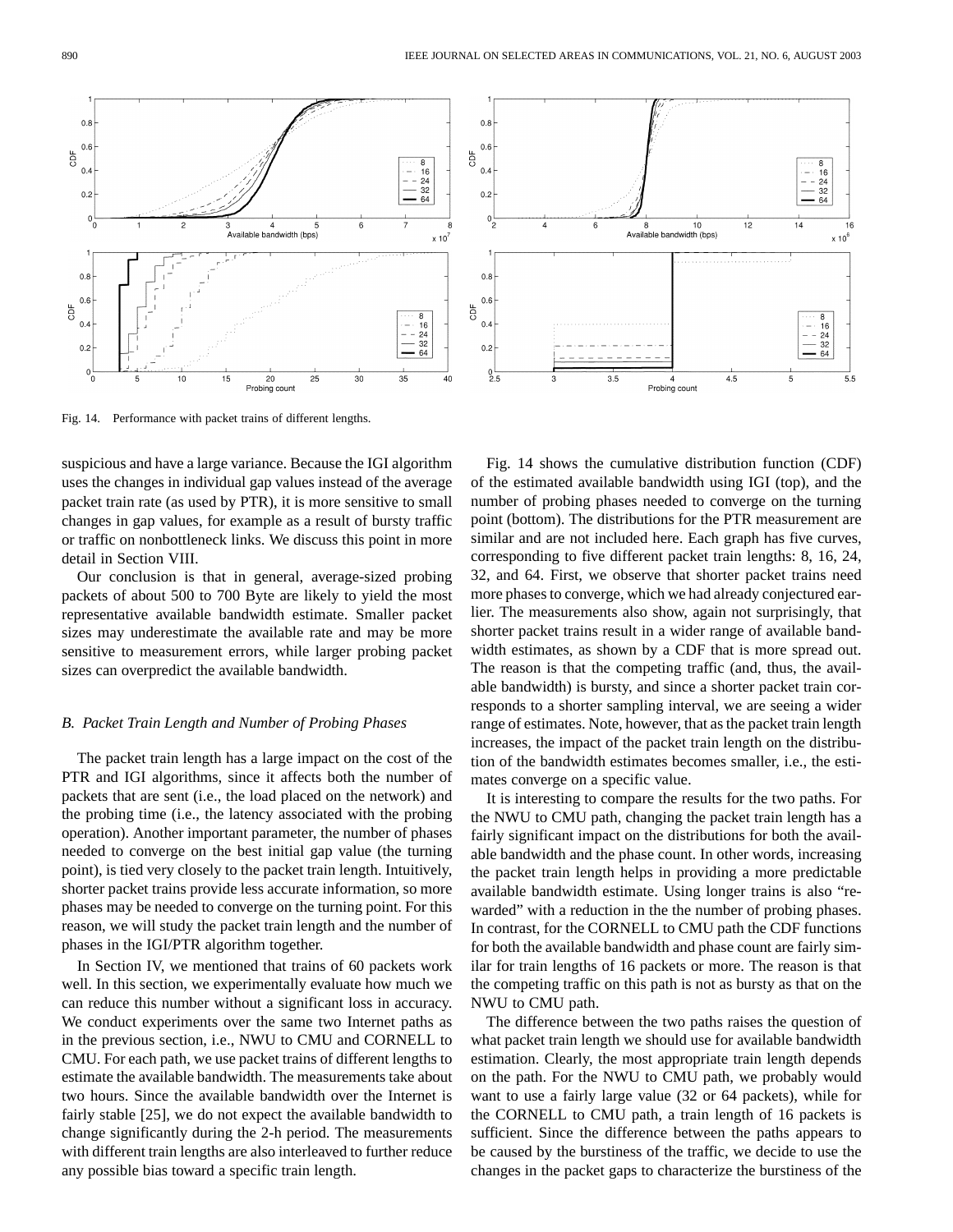Top left plot:
CDF
Available bandwidth (bps)
x 10^7
0 1 2 3 4 5 6 7 8
0 0.2 0.4 0.6 0.8 1
8
16
24
32
64

Top right plot:
CDF
Available bandwidth (bps)
x 10^6
2 4 6 8 10 12 14 16
0 0.2 0.4 0.6 0.8 1
8
16
24
32
64

Bottom left plot:
CDF
Probing count
0 5 10 15 20 25 30 35 40
0 0.2 0.4 0.6 0.8 1
8
16
24
32
64

Bottom right plot:
CDF
Probing count
2.5 3 3.5 4 4.5 5 5.5
0 0.2 0.4 0.6 0.8 1
8
16
24
32
64

Fig. 14. Performance with packet trains of different lengths.

suspicious and have a large variance. Because the IGI algorithm uses the changes in individual gap values instead of the average packet train rate (as used by PTR), it is more sensitive to small changes in gap values, for example as a result of bursty traffic or traffic on nonbottleneck links. We discuss this point in more detail in Section VIII.

Our conclusion is that in general, average-sized probing packets of about 500 to 700 Byte are likely to yield the most representative available bandwidth estimate. Smaller packet sizes may underestimate the available rate and may be more sensitive to measurement errors, while larger probing packet sizes can overpredict the available bandwidth.

### *B. Packet Train Length and Number of Probing Phases*

The packet train length has a large impact on the cost of the PTR and IGI algorithms, since it affects both the number of packets that are sent (i.e., the load placed on the network) and the probing time (i.e., the latency associated with the probing operation). Another important parameter, the number of phases needed to converge on the best initial gap value (the turning point), is tied very closely to the packet train length. Intuitively, shorter packet trains provide less accurate information, so more phases may be needed to converge on the turning point. For this reason, we will study the packet train length and the number of phases in the IGI/PTR algorithm together.

In Section IV, we mentioned that trains of 60 packets work well. In this section, we experimentally evaluate how much we can reduce this number without a significant loss in accuracy. We conduct experiments over the same two Internet paths as in the previous section, i.e., NWU to CMU and CORNELL to CMU. For each path, we use packet trains of different lengths to estimate the available bandwidth. The measurements take about two hours. Since the available bandwidth over the Internet is fairly stable [25], we do not expect the available bandwidth to change significantly during the 2-h period. The measurements with different train lengths are also interleaved to further reduce any possible bias toward a specific train length.

Fig. 14 shows the cumulative distribution function (CDF) of the estimated available bandwidth using IGI (top), and the number of probing phases needed to converge on the turning point (bottom). The distributions for the PTR measurement are similar and are not included here. Each graph has five curves, corresponding to five different packet train lengths: 8, 16, 24, 32, and 64. First, we observe that shorter packet trains need more phases to converge, which we had already conjectured earlier. The measurements also show, again not surprisingly, that shorter packet trains result in a wider range of available bandwidth estimates, as shown by a CDF that is more spread out. The reason is that the competing traffic (and, thus, the available bandwidth) is bursty, and since a shorter packet train corresponds to a shorter sampling interval, we are seeing a wider range of estimates. Note, however, that as the packet train length increases, the impact of the packet train length on the distribution of the bandwidth estimates becomes smaller, i.e., the estimates converge on a specific value.

It is interesting to compare the results for the two paths. For the NWU to CMU path, changing the packet train length has a fairly significant impact on the distributions for both the available bandwidth and the phase count. In other words, increasing the packet train length helps in providing a more predictable available bandwidth estimate. Using longer trains is also "rewarded" with a reduction in the the number of probing phases. In contrast, for the CORNELL to CMU path the CDF functions for both the available bandwidth and phase count are fairly similar for train lengths of 16 packets or more. The reason is that the competing traffic on this path is not as bursty as that on the NWU to CMU path.

The difference between the two paths raises the question of what packet train length we should use for available bandwidth estimation. Clearly, the most appropriate train length depends on the path. For the NWU to CMU path, we probably would want to use a fairly large value (32 or 64 packets), while for the CORNELL to CMU path, a train length of 16 packets is sufficient. Since the difference between the paths appears to be caused by the burstiness of the traffic, we decide to use the changes in the packet gaps to characterize the burstiness of the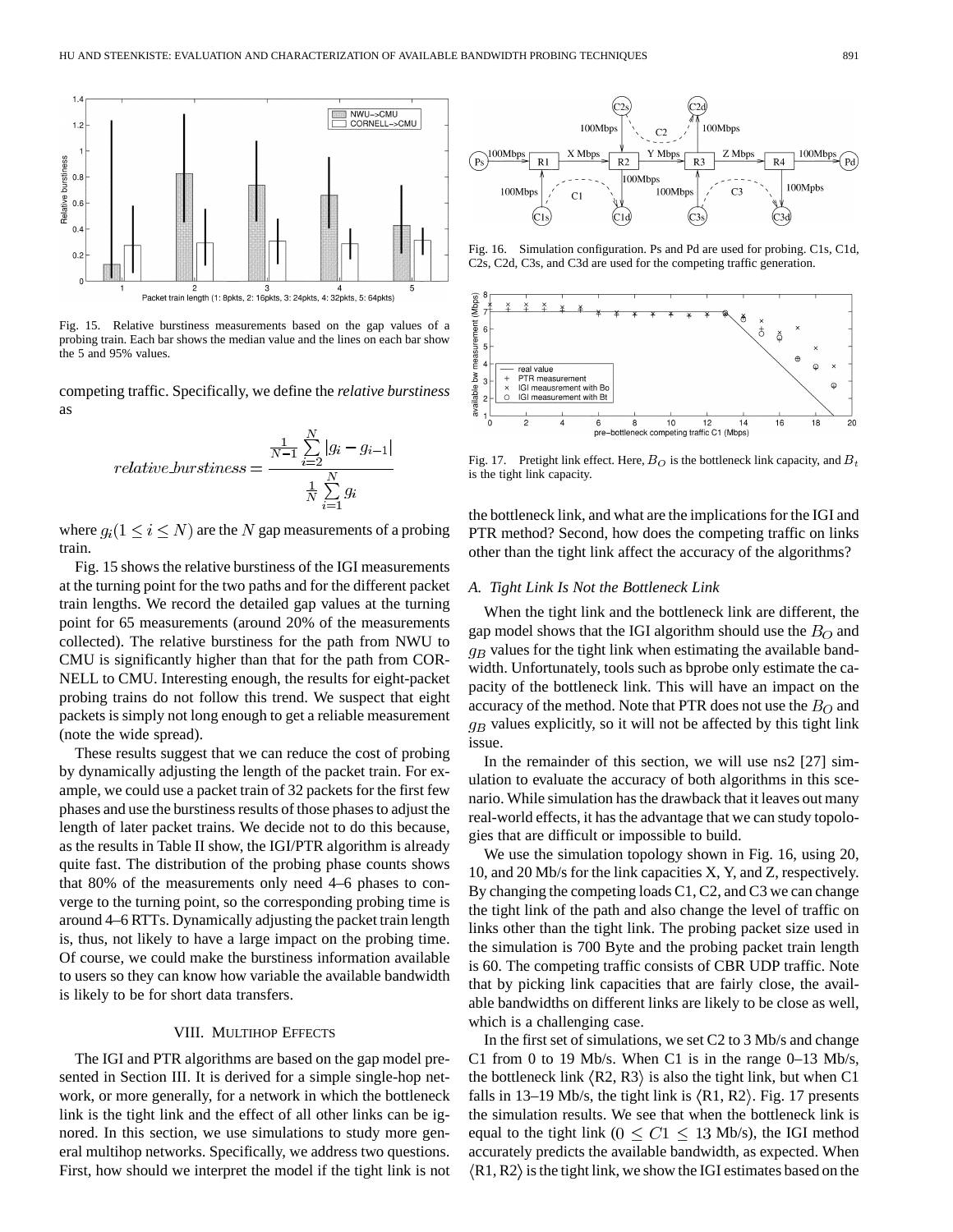Relative burstiness

NWU->CMU
CORNELL->CMU

Packet train length (1: 8pkts, 2: 16pkts, 3: 24pkts, 4: 32pkts, 5: 64pkts)

Fig. 15. Relative burstiness measurements based on the gap values of a probing train. Each bar shows the median value and the lines on each bar show the 5 and 95% values.

competing traffic. Specifically, we define the *relative burstiness* as

$$relative\_burstiness = \frac{\frac{1}{N-1}\sum_{i=2}^{N}|g_i - g_{i-1}|}{\frac{1}{N}\sum_{i=1}^{N} g_i}$$

where $g_i (1 \leq i \leq N)$ are the $N$ gap measurements of a probing train.

Fig. 15 shows the relative burstiness of the IGI measurements at the turning point for the two paths and for the different packet train lengths. We record the detailed gap values at the turning point for 65 measurements (around 20% of the measurements collected). The relative burstiness for the path from NWU to CMU is significantly higher than that for the path from CORNELL to CMU. Interesting enough, the results for eight-packet probing trains do not follow this trend. We suspect that eight packets is simply not long enough to get a reliable measurement (note the wide spread).

These results suggest that we can reduce the cost of probing by dynamically adjusting the length of the packet train. For example, we could use a packet train of 32 packets for the first few phases and use the burstiness results of those phases to adjust the length of later packet trains. We decide not to do this because, as the results in Table II show, the IGI/PTR algorithm is already quite fast. The distribution of the probing phase counts shows that 80% of the measurements only need 4–6 phases to converge to the turning point, so the corresponding probing time is around 4–6 RTTs. Dynamically adjusting the packet train length is, thus, not likely to have a large impact on the probing time. Of course, we could make the burstiness information available to users so they can know how variable the available bandwidth is likely to be for short data transfers.

## VIII. Multihop Effects

The IGI and PTR algorithms are based on the gap model presented in Section III. It is derived for a simple single-hop network, or more generally, for a network in which the bottleneck link is the tight link and the effect of all other links can be ignored. In this section, we use simulations to study more general multihop networks. Specifically, we address two questions. First, how should we interpret the model if the tight link is not the bottleneck link, and what are the implications for the IGI and PTR method? Second, how does the competing traffic on links other than the tight link affect the accuracy of the algorithms?

Ps, R1, R2, R3, R4, Pd, C1s, C1d, C2s, C2d, C3s, C3d, C1, C2, C3

100Mbps, X Mbps, Y Mbps, Z Mbps, 100Mpbs

Fig. 16. Simulation configuration. Ps and Pd are used for probing. C1s, C1d, C2s, C2d, C3s, and C3d are used for the competing traffic generation.

available bw measurement (Mbps)

pre-bottleneck competing traffic C1 (Mbps)

real value
PTR measurement
IGI measurement with Bo
IGI measurement with Bt

Fig. 17. Pretight link effect. Here, $B_O$ is the bottleneck link capacity, and $B_t$ is the tight link capacity.

### A. Tight Link Is Not the Bottleneck Link

When the tight link and the bottleneck link are different, the gap model shows that the IGI algorithm should use the $B_O$ and $g_B$ values for the tight link when estimating the available bandwidth. Unfortunately, tools such as bprobe only estimate the capacity of the bottleneck link. This will have an impact on the accuracy of the method. Note that PTR does not use the $B_O$ and $g_B$ values explicitly, so it will not be affected by this tight link issue.

In the remainder of this section, we will use ns2 [27] simulation to evaluate the accuracy of both algorithms in this scenario. While simulation has the drawback that it leaves out many real-world effects, it has the advantage that we can study topologies that are difficult or impossible to build.

We use the simulation topology shown in Fig. 16, using 20, 10, and 20 Mb/s for the link capacities X, Y, and Z, respectively. By changing the competing loads C1, C2, and C3 we can change the tight link of the path and also change the level of traffic on links other than the tight link. The probing packet size used in the simulation is 700 Byte and the probing packet train length is 60. The competing traffic consists of CBR UDP traffic. Note that by picking link capacities that are fairly close, the available bandwidths on different links are likely to be close as well, which is a challenging case.

In the first set of simulations, we set C2 to 3 Mb/s and change C1 from 0 to 19 Mb/s. When C1 is in the range 0–13 Mb/s, the bottleneck link ⟨R2, R3⟩ is also the tight link, but when C1 falls in 13–19 Mb/s, the tight link is ⟨R1, R2⟩. Fig. 17 presents the simulation results. We see that when the bottleneck link is equal to the tight link ($0 \leq C1 \leq 13$ Mb/s), the IGI method accurately predicts the available bandwidth, as expected. When ⟨R1, R2⟩ is the tight link, we show the IGI estimates based on the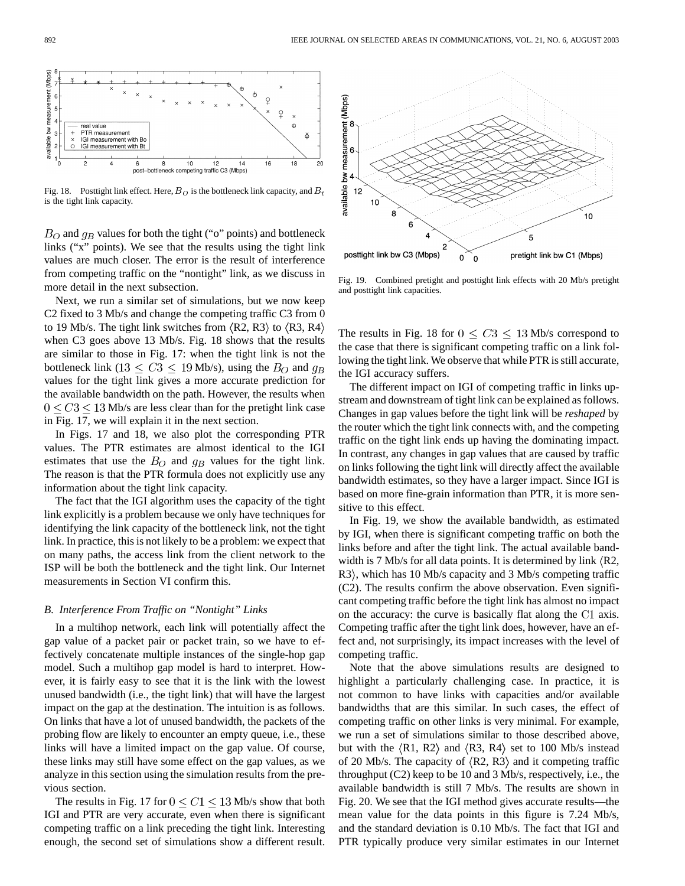available bw measurement (Mbps)

8
7
6
5
4
3
2
1

0 2 4 6 8 10 12 14 16 18 20

post–bottleneck competing traffic C3 (Mbps)

real value
PTR measurement
IGI measurement with Bo
IGI measurement with Bt

Fig. 18. Posttight link effect. Here, $B_O$ is the bottleneck link capacity, and $B_t$ is the tight link capacity.

$B_O$ and $g_B$ values for both the tight ("o" points) and bottleneck links ("x" points). We see that the results using the tight link values are much closer. The error is the result of interference from competing traffic on the "nontight" link, as we discuss in more detail in the next subsection.

Next, we run a similar set of simulations, but we now keep C2 fixed to 3 Mb/s and change the competing traffic C3 from 0 to 19 Mb/s. The tight link switches from ⟨R2, R3⟩ to ⟨R3, R4⟩ when C3 goes above 13 Mb/s. Fig. 18 shows that the results are similar to those in Fig. 17: when the tight link is not the bottleneck link ($13 \leq C3 \leq 19$ Mb/s), using the $B_O$ and $g_B$ values for the tight link gives a more accurate prediction for the available bandwidth on the path. However, the results when $0 \leq C3 \leq 13$ Mb/s are less clear than for the pretight link case in Fig. 17, we will explain it in the next section.

In Figs. 17 and 18, we also plot the corresponding PTR values. The PTR estimates are almost identical to the IGI estimates that use the $B_O$ and $g_B$ values for the tight link. The reason is that the PTR formula does not explicitly use any information about the tight link capacity.

The fact that the IGI algorithm uses the capacity of the tight link explicitly is a problem because we only have techniques for identifying the link capacity of the bottleneck link, not the tight link. In practice, this is not likely to be a problem: we expect that on many paths, the access link from the client network to the ISP will be both the bottleneck and the tight link. Our Internet measurements in Section VI confirm this.

### B. Interference From Traffic on "Nontight" Links

In a multihop network, each link will potentially affect the gap value of a packet pair or packet train, so we have to effectively concatenate multiple instances of the single-hop gap model. Such a multihop gap model is hard to interpret. However, it is fairly easy to see that it is the link with the lowest unused bandwidth (i.e., the tight link) that will have the largest impact on the gap at the destination. The intuition is as follows. On links that have a lot of unused bandwidth, the packets of the probing flow are likely to encounter an empty queue, i.e., these links will have a limited impact on the gap value. Of course, these links may still have some effect on the gap values, as we analyze in this section using the simulation results from the previous section.

The results in Fig. 17 for $0 \leq C1 \leq 13$ Mb/s show that both IGI and PTR are very accurate, even when there is significant competing traffic on a link preceding the tight link. Interesting enough, the second set of simulations show a different result.

available bw measurement (Mbps)

8
6
4

12
10
8
6
4
2
0

posttight link bw C3 (Mbps)

0
5
10

pretight link bw C1 (Mbps)

Fig. 19. Combined pretight and posttight link effects with 20 Mb/s pretight and posttight link capacities.

The results in Fig. 18 for $0 \leq C3 \leq 13$ Mb/s correspond to the case that there is significant competing traffic on a link following the tight link. We observe that while PTR is still accurate, the IGI accuracy suffers.

The different impact on IGI of competing traffic in links upstream and downstream of tight link can be explained as follows. Changes in gap values before the tight link will be *reshaped* by the router which the tight link connects with, and the competing traffic on the tight link ends up having the dominating impact. In contrast, any changes in gap values that are caused by traffic on links following the tight link will directly affect the available bandwidth estimates, so they have a larger impact. Since IGI is based on more fine-grain information than PTR, it is more sensitive to this effect.

In Fig. 19, we show the available bandwidth, as estimated by IGI, when there is significant competing traffic on both the links before and after the tight link. The actual available bandwidth is 7 Mb/s for all data points. It is determined by link ⟨R2, R3⟩, which has 10 Mb/s capacity and 3 Mb/s competing traffic (C2). The results confirm the above observation. Even significant competing traffic before the tight link has almost no impact on the accuracy: the curve is basically flat along the C1 axis. Competing traffic after the tight link does, however, have an effect and, not surprisingly, its impact increases with the level of competing traffic.

Note that the above simulations results are designed to highlight a particularly challenging case. In practice, it is not common to have links with capacities and/or available bandwidths that are this similar. In such cases, the effect of competing traffic on other links is very minimal. For example, we run a set of simulations similar to those described above, but with the ⟨R1, R2⟩ and ⟨R3, R4⟩ set to 100 Mb/s instead of 20 Mb/s. The capacity of ⟨R2, R3⟩ and it competing traffic throughput (C2) keep to be 10 and 3 Mb/s, respectively, i.e., the available bandwidth is still 7 Mb/s. The results are shown in Fig. 20. We see that the IGI method gives accurate results—the mean value for the data points in this figure is 7.24 Mb/s, and the standard deviation is 0.10 Mb/s. The fact that IGI and PTR typically produce very similar estimates in our Internet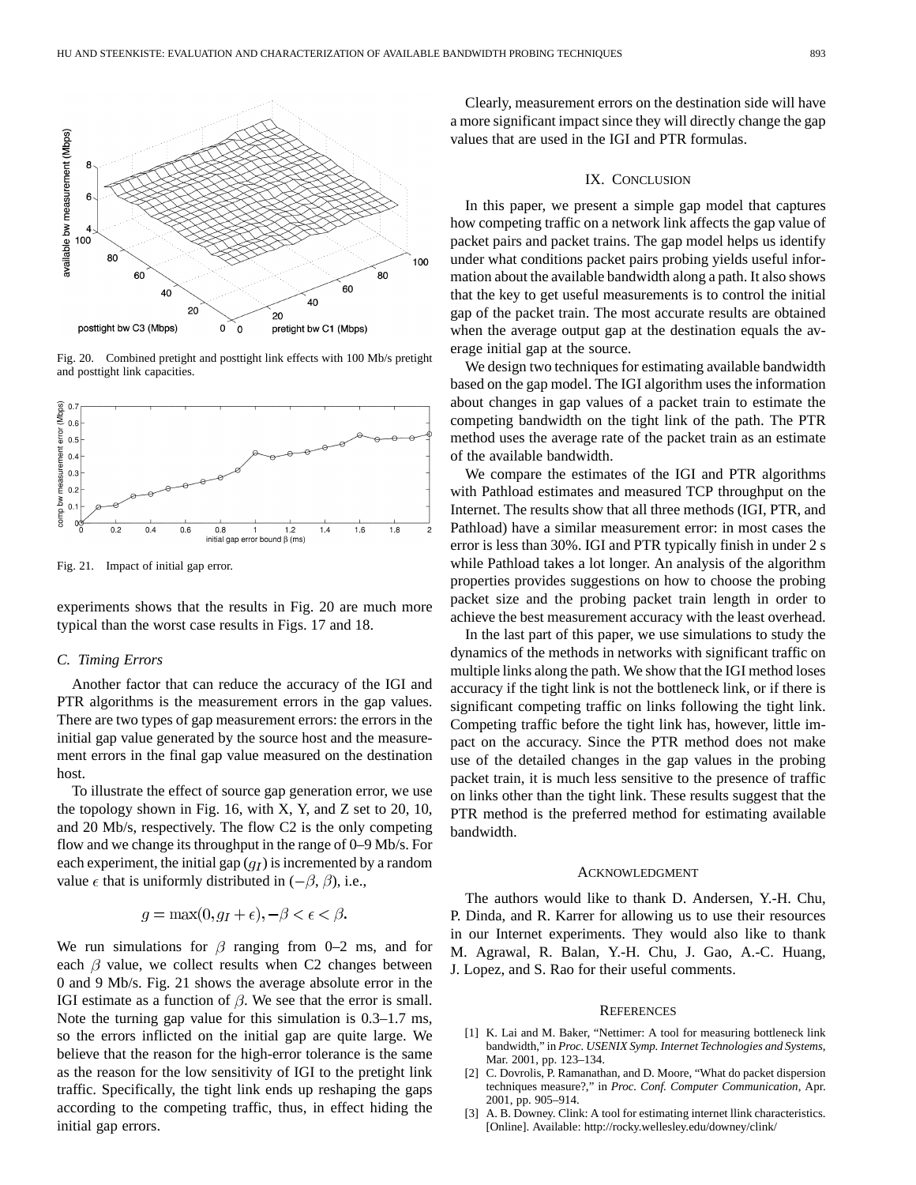available bw measurement (Mbps)

8

6

4

100

80

60

40

20

0

posttight bw C3 (Mbps)

0

20

40

60

80

100

pretight bw C1 (Mbps)

Fig. 20. Combined pretight and posttight link effects with 100 Mb/s pretight and posttight link capacities.

comp bw measurement error (Mbps)

0.7

0.6

0.5

0.4

0.3

0.2

0.1

0

0

0.2

0.4

0.6

0.8

1

1.2

1.4

1.6

1.8

2

initial gap error bound β (ms)

Fig. 21. Impact of initial gap error.

experiments shows that the results in Fig. 20 are much more typical than the worst case results in Figs. 17 and 18.

### *C. Timing Errors*

Another factor that can reduce the accuracy of the IGI and PTR algorithms is the measurement errors in the gap values. There are two types of gap measurement errors: the errors in the initial gap value generated by the source host and the measurement errors in the final gap value measured on the destination host.

To illustrate the effect of source gap generation error, we use the topology shown in Fig. 16, with X, Y, and Z set to 20, 10, and 20 Mb/s, respectively. The flow C2 is the only competing flow and we change its throughput in the range of 0–9 Mb/s. For each experiment, the initial gap ($g_I$) is incremented by a random value $\epsilon$ that is uniformly distributed in $(-\beta, \beta)$, i.e.,

$$g = \max(0, g_I + \epsilon), -\beta < \epsilon < \beta.$$

We run simulations for $\beta$ ranging from 0–2 ms, and for each $\beta$ value, we collect results when C2 changes between 0 and 9 Mb/s. Fig. 21 shows the average absolute error in the IGI estimate as a function of $\beta$. We see that the error is small. Note the turning gap value for this simulation is 0.3–1.7 ms, so the errors inflicted on the initial gap are quite large. We believe that the reason for the high-error tolerance is the same as the reason for the low sensitivity of IGI to the pretight link traffic. Specifically, the tight link ends up reshaping the gaps according to the competing traffic, thus, in effect hiding the initial gap errors.

Clearly, measurement errors on the destination side will have a more significant impact since they will directly change the gap values that are used in the IGI and PTR formulas.

## IX. Conclusion

In this paper, we present a simple gap model that captures how competing traffic on a network link affects the gap value of packet pairs and packet trains. The gap model helps us identify under what conditions packet pairs probing yields useful information about the available bandwidth along a path. It also shows that the key to get useful measurements is to control the initial gap of the packet train. The most accurate results are obtained when the average output gap at the destination equals the average initial gap at the source.

We design two techniques for estimating available bandwidth based on the gap model. The IGI algorithm uses the information about changes in gap values of a packet train to estimate the competing bandwidth on the tight link of the path. The PTR method uses the average rate of the packet train as an estimate of the available bandwidth.

We compare the estimates of the IGI and PTR algorithms with Pathload estimates and measured TCP throughput on the Internet. The results show that all three methods (IGI, PTR, and Pathload) have a similar measurement error: in most cases the error is less than 30%. IGI and PTR typically finish in under 2 s while Pathload takes a lot longer. An analysis of the algorithm properties provides suggestions on how to choose the probing packet size and the probing packet train length in order to achieve the best measurement accuracy with the least overhead.

In the last part of this paper, we use simulations to study the dynamics of the methods in networks with significant traffic on multiple links along the path. We show that the IGI method loses accuracy if the tight link is not the bottleneck link, or if there is significant competing traffic on links following the tight link. Competing traffic before the tight link has, however, little impact on the accuracy. Since the PTR method does not make use of the detailed changes in the gap values in the probing packet train, it is much less sensitive to the presence of traffic on links other than the tight link. These results suggest that the PTR method is the preferred method for estimating available bandwidth.

## Acknowledgment

The authors would like to thank D. Andersen, Y.-H. Chu, P. Dinda, and R. Karrer for allowing us to use their resources in our Internet experiments. They would also like to thank M. Agrawal, R. Balan, Y.-H. Chu, J. Gao, A.-C. Huang, J. Lopez, and S. Rao for their useful comments.

## References

[1] K. Lai and M. Baker, "Nettimer: A tool for measuring bottleneck link bandwidth," in *Proc. USENIX Symp. Internet Technologies and Systems*, Mar. 2001, pp. 123–134.

[2] C. Dovrolis, P. Ramanathan, and D. Moore, "What do packet dispersion techniques measure?," in *Proc. Conf. Computer Communication*, Apr. 2001, pp. 905–914.

[3] A. B. Downey. Clink: A tool for estimating internet llink characteristics. [Online]. Available: http://rocky.wellesley.edu/downey/clink/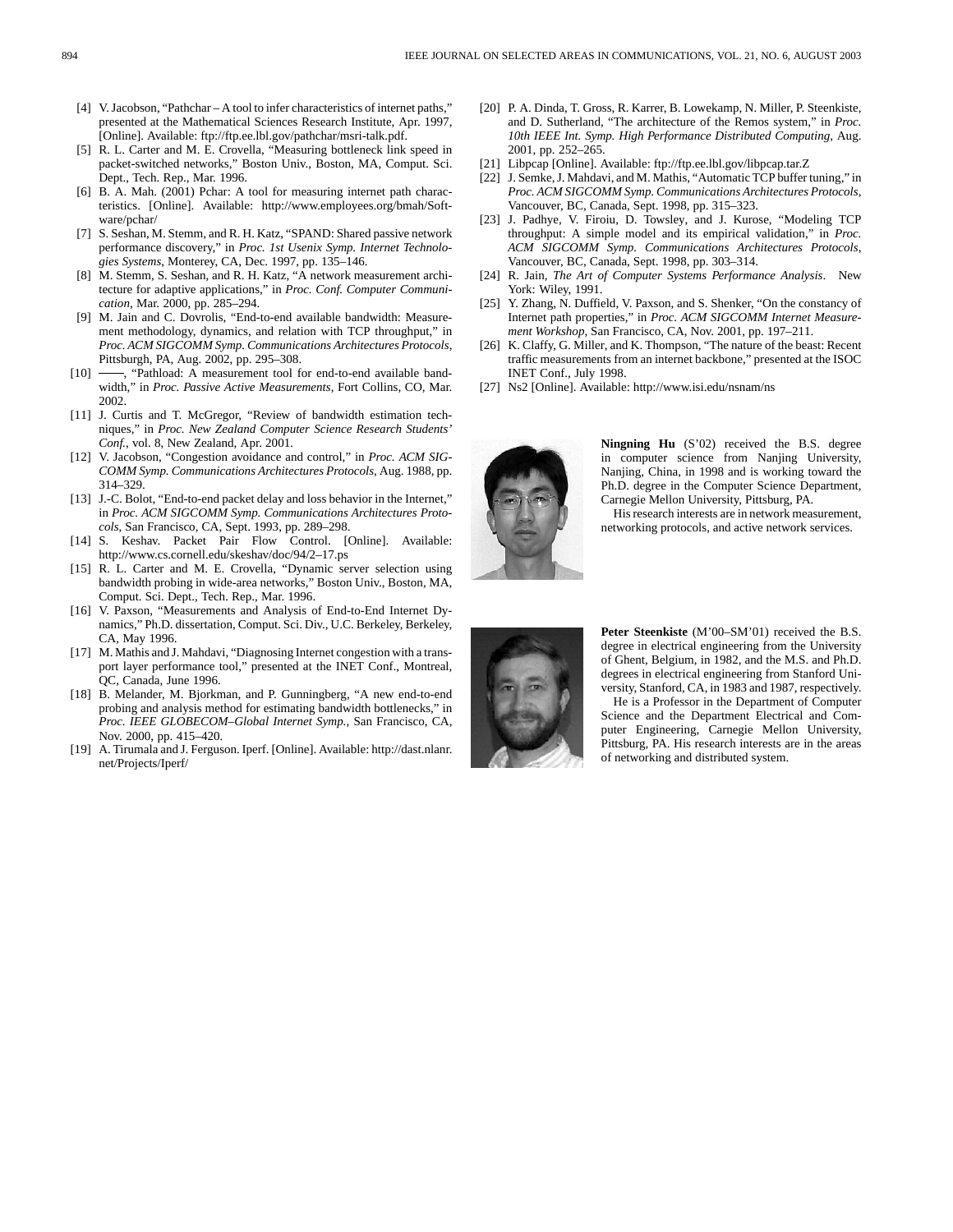[4] V. Jacobson, "Pathchar – A tool to infer characteristics of internet paths," presented at the Mathematical Sciences Research Institute, Apr. 1997, [Online]. Available: ftp://ftp.ee.lbl.gov/pathchar/msri-talk.pdf.

[5] R. L. Carter and M. E. Crovella, "Measuring bottleneck link speed in packet-switched networks," Boston Univ., Boston, MA, Comput. Sci. Dept., Tech. Rep., Mar. 1996.

[6] B. A. Mah. (2001) Pchar: A tool for measuring internet path characteristics. [Online]. Available: http://www.employees.org/bmah/Software/pchar/

[7] S. Seshan, M. Stemm, and R. H. Katz, "SPAND: Shared passive network performance discovery," in *Proc. 1st Usenix Symp. Internet Technologies Systems*, Monterey, CA, Dec. 1997, pp. 135–146.

[8] M. Stemm, S. Seshan, and R. H. Katz, "A network measurement architecture for adaptive applications," in *Proc. Conf. Computer Communication*, Mar. 2000, pp. 285–294.

[9] M. Jain and C. Dovrolis, "End-to-end available bandwidth: Measurement methodology, dynamics, and relation with TCP throughput," in *Proc. ACM SIGCOMM Symp. Communications Architectures Protocols*, Pittsburgh, PA, Aug. 2002, pp. 295–308.

[10] ——, "Pathload: A measurement tool for end-to-end available bandwidth," in *Proc. Passive Active Measurements*, Fort Collins, CO, Mar. 2002.

[11] J. Curtis and T. McGregor, "Review of bandwidth estimation techniques," in *Proc. New Zealand Computer Science Research Students' Conf.*, vol. 8, New Zealand, Apr. 2001.

[12] V. Jacobson, "Congestion avoidance and control," in *Proc. ACM SIGCOMM Symp. Communications Architectures Protocols*, Aug. 1988, pp. 314–329.

[13] J.-C. Bolot, "End-to-end packet delay and loss behavior in the Internet," in *Proc. ACM SIGCOMM Symp. Communications Architectures Protocols*, San Francisco, CA, Sept. 1993, pp. 289–298.

[14] S. Keshav. Packet Pair Flow Control. [Online]. Available: http://www.cs.cornell.edu/skeshav/doc/94/2–17.ps

[15] R. L. Carter and M. E. Crovella, "Dynamic server selection using bandwidth probing in wide-area networks," Boston Univ., Boston, MA, Comput. Sci. Dept., Tech. Rep., Mar. 1996.

[16] V. Paxson, "Measurements and Analysis of End-to-End Internet Dynamics," Ph.D. dissertation, Comput. Sci. Div., U.C. Berkeley, Berkeley, CA, May 1996.

[17] M. Mathis and J. Mahdavi, "Diagnosing Internet congestion with a transport layer performance tool," presented at the INET Conf., Montreal, QC, Canada, June 1996.

[18] B. Melander, M. Bjorkman, and P. Gunningberg, "A new end-to-end probing and analysis method for estimating bandwidth bottlenecks," in *Proc. IEEE GLOBECOM–Global Internet Symp.*, San Francisco, CA, Nov. 2000, pp. 415–420.

[19] A. Tirumala and J. Ferguson. Iperf. [Online]. Available: http://dast.nlanr.net/Projects/Iperf/

[20] P. A. Dinda, T. Gross, R. Karrer, B. Lowekamp, N. Miller, P. Steenkiste, and D. Sutherland, "The architecture of the Remos system," in *Proc. 10th IEEE Int. Symp. High Performance Distributed Computing*, Aug. 2001, pp. 252–265.

[21] Libpcap [Online]. Available: ftp://ftp.ee.lbl.gov/libpcap.tar.Z

[22] J. Semke, J. Mahdavi, and M. Mathis, "Automatic TCP buffer tuning," in *Proc. ACM SIGCOMM Symp. Communications Architectures Protocols*, Vancouver, BC, Canada, Sept. 1998, pp. 315–323.

[23] J. Padhye, V. Firoiu, D. Towsley, and J. Kurose, "Modeling TCP throughput: A simple model and its empirical validation," in *Proc. ACM SIGCOMM Symp. Communications Architectures Protocols*, Vancouver, BC, Canada, Sept. 1998, pp. 303–314.

[24] R. Jain, *The Art of Computer Systems Performance Analysis*. New York: Wiley, 1991.

[25] Y. Zhang, N. Duffield, V. Paxson, and S. Shenker, "On the constancy of Internet path properties," in *Proc. ACM SIGCOMM Internet Measurement Workshop*, San Francisco, CA, Nov. 2001, pp. 197–211.

[26] K. Claffy, G. Miller, and K. Thompson, "The nature of the beast: Recent traffic measurements from an internet backbone," presented at the ISOC INET Conf., July 1998.

[27] Ns2 [Online]. Available: http://www.isi.edu/nsnam/ns

**Ningning Hu** (S'02) received the B.S. degree in computer science from Nanjing University, Nanjing, China, in 1998 and is working toward the Ph.D. degree in the Computer Science Department, Carnegie Mellon University, Pittsburg, PA.

His research interests are in network measurement, networking protocols, and active network services.

**Peter Steenkiste** (M'00–SM'01) received the B.S. degree in electrical engineering from the University of Ghent, Belgium, in 1982, and the M.S. and Ph.D. degrees in electrical engineering from Stanford University, Stanford, CA, in 1983 and 1987, respectively.

He is a Professor in the Department of Computer Science and the Department Electrical and Computer Engineering, Carnegie Mellon University, Pittsburg, PA. His research interests are in the areas of networking and distributed system.